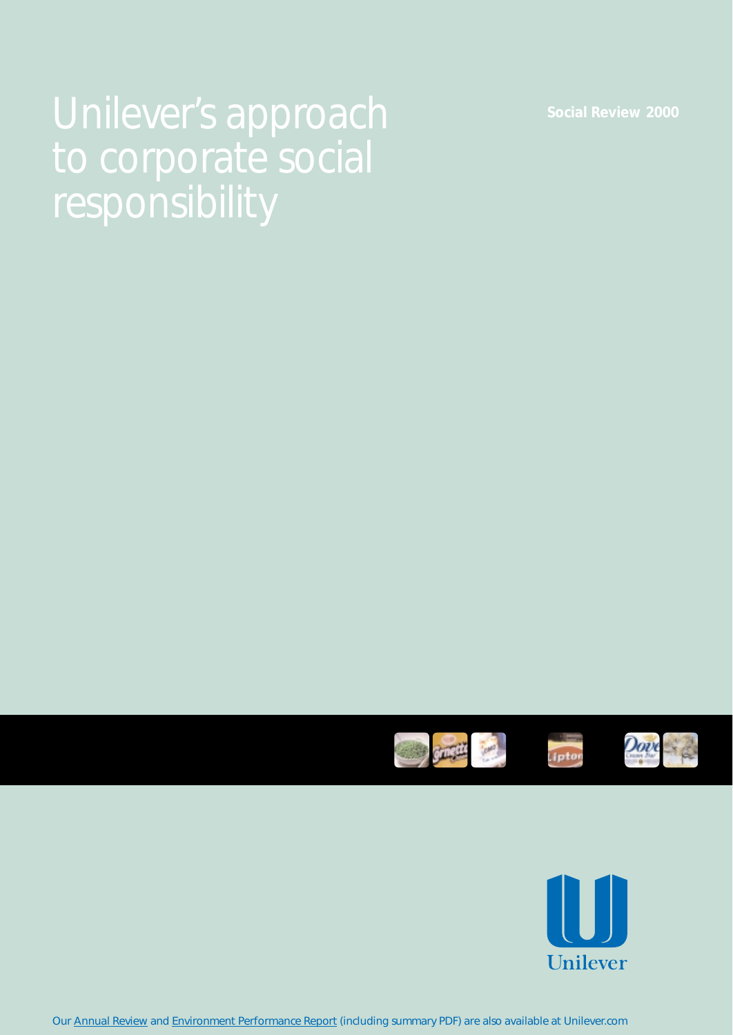# Unilever's approach to corporate social responsibility

**Social Review 2000**

Unilever

Our Annual Review and Environment Performance Report (including summary PDF) are also available at Unilever.com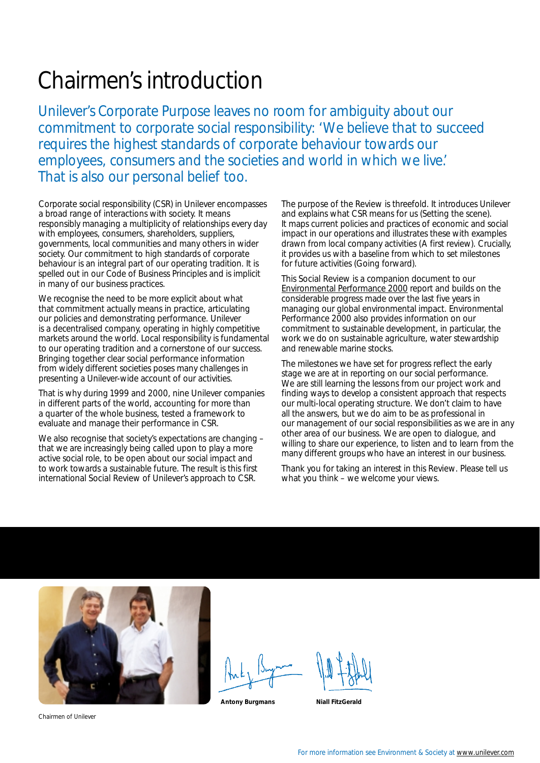# Chairmen's introduction

Unilever's Corporate Purpose leaves no room for ambiguity about our commitment to corporate social responsibility: 'We believe that to succeed requires the highest standards of corporate behaviour towards our employees, consumers and the societies and world in which we live.' That is also our personal belief too.

Corporate social responsibility (CSR) in Unilever encompasses a broad range of interactions with society. It means responsibly managing a multiplicity of relationships every day with employees, consumers, shareholders, suppliers, governments, local communities and many others in wider society. Our commitment to high standards of corporate behaviour is an integral part of our operating tradition. It is spelled out in our Code of Business Principles and is implicit in many of our business practices.

We recognise the need to be more explicit about what that commitment actually means in practice, articulating our policies and demonstrating performance. Unilever is a decentralised company, operating in highly competitive markets around the world. Local responsibility is fundamental to our operating tradition and a cornerstone of our success. Bringing together clear social performance information from widely different societies poses many challenges in presenting a Unilever-wide account of our activities.

That is why during 1999 and 2000, nine Unilever companies in different parts of the world, accounting for more than a quarter of the whole business, tested a framework to evaluate and manage their performance in CSR.

We also recognise that society's expectations are changing – that we are increasingly being called upon to play a more active social role, to be open about our social impact and to work towards a sustainable future. The result is this first international Social Review of Unilever's approach to CSR.

The purpose of the Review is threefold. It introduces Unilever and explains what CSR means for us (Setting the scene). It maps current policies and practices of economic and social impact in our operations and illustrates these with examples drawn from local company activities (A first review). Crucially, it provides us with a baseline from which to set milestones for future activities (Going forward).

This Social Review is a companion document to our Environmental Performance 2000 report and builds on the considerable progress made over the last five years in managing our global environmental impact. Environmental Performance 2000 also provides information on our commitment to sustainable development, in particular, the work we do on sustainable agriculture, water stewardship and renewable marine stocks.

The milestones we have set for progress reflect the early stage we are at in reporting on our social performance. We are still learning the lessons from our project work and finding ways to develop a consistent approach that respects our multi-local operating structure. We don't claim to have all the answers, but we do aim to be as professional in our management of our social responsibilities as we are in any other area of our business. We are open to dialogue, and willing to share our experience, to listen and to learn from the many different groups who have an interest in our business.

Thank you for taking an interest in this Review. Please tell us what you think – we welcome your views.

Chairmen of Unilever

**Antony Burgmans** **Niall FitzGerald**

For more information see Environment & Society at www.unilever.com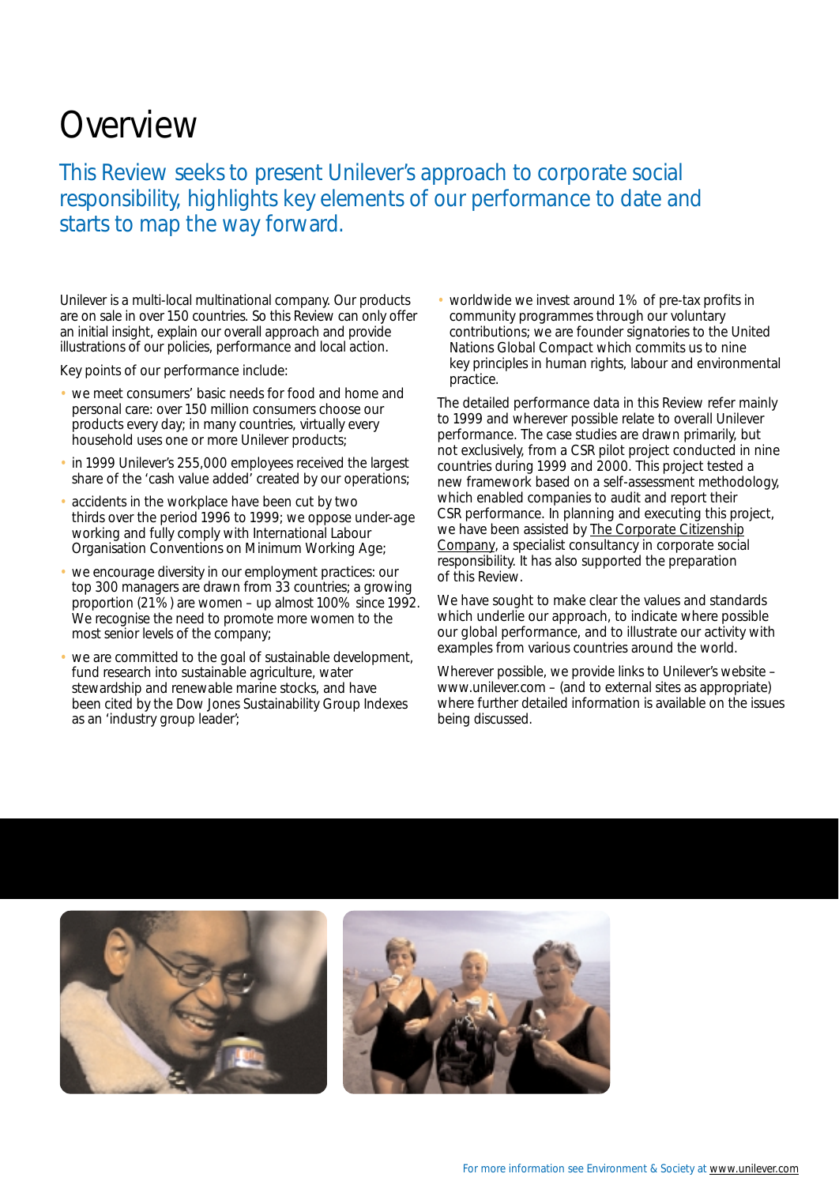# Overview

This Review seeks to present Unilever's approach to corporate social responsibility, highlights key elements of our performance to date and starts to map the way forward.

Unilever is a multi-local multinational company. Our products are on sale in over 150 countries. So this Review can only offer an initial insight, explain our overall approach and provide illustrations of our policies, performance and local action.

Key points of our performance include:

- we meet consumers' basic needs for food and home and personal care: over 150 million consumers choose our products every day; in many countries, virtually every household uses one or more Unilever products;
- in 1999 Unilever's 255,000 employees received the largest share of the 'cash value added' created by our operations;
- accidents in the workplace have been cut by two thirds over the period 1996 to 1999; we oppose under-age working and fully comply with International Labour Organisation Conventions on Minimum Working Age;
- we encourage diversity in our employment practices: our top 300 managers are drawn from 33 countries; a growing proportion (21%) are women – up almost 100% since 1992. We recognise the need to promote more women to the most senior levels of the company;
- we are committed to the goal of sustainable development, fund research into sustainable agriculture, water stewardship and renewable marine stocks, and have been cited by the Dow Jones Sustainability Group Indexes as an 'industry group leader';
- worldwide we invest around 1% of pre-tax profits in community programmes through our voluntary contributions; we are founder signatories to the United Nations Global Compact which commits us to nine key principles in human rights, labour and environmental practice.

The detailed performance data in this Review refer mainly to 1999 and wherever possible relate to overall Unilever performance. The case studies are drawn primarily, but not exclusively, from a CSR pilot project conducted in nine countries during 1999 and 2000. This project tested a new framework based on a self-assessment methodology, which enabled companies to audit and report their CSR performance. In planning and executing this project, we have been assisted by The Corporate Citizenship Company, a specialist consultancy in corporate social responsibility. It has also supported the preparation of this Review.

We have sought to make clear the values and standards which underlie our approach, to indicate where possible our global performance, and to illustrate our activity with examples from various countries around the world.

Wherever possible, we provide links to Unilever's website – www.unilever.com – (and to external sites as appropriate) where further detailed information is available on the issues being discussed.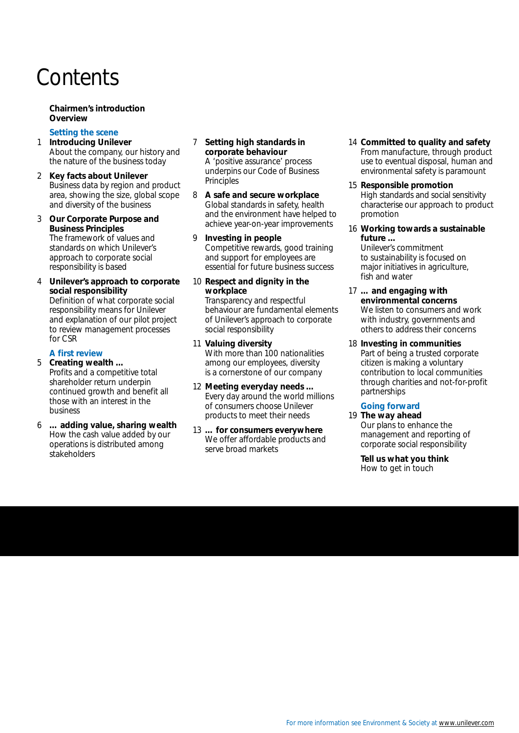# Contents

**Chairmen's introduction**
**Overview**

## Setting the scene

1 **Introducing Unilever**
About the company, our history and the nature of the business today

2 **Key facts about Unilever**
Business data by region and product area, showing the size, global scope and diversity of the business

3 **Our Corporate Purpose and Business Principles**
The framework of values and standards on which Unilever's approach to corporate social responsibility is based

4 **Unilever's approach to corporate social responsibility**
Definition of what corporate social responsibility means for Unilever and explanation of our pilot project to review management processes for CSR

## A first review

5 **Creating wealth ...**
Profits and a competitive total shareholder return underpin continued growth and benefit all those with an interest in the business

6 **... adding value, sharing wealth**
How the cash value added by our operations is distributed among stakeholders

7 **Setting high standards in corporate behaviour**
A 'positive assurance' process underpins our Code of Business Principles

8 **A safe and secure workplace**
Global standards in safety, health and the environment have helped to achieve year-on-year improvements

9 **Investing in people**
Competitive rewards, good training and support for employees are essential for future business success

10 **Respect and dignity in the workplace**
Transparency and respectful behaviour are fundamental elements of Unilever's approach to corporate social responsibility

11 **Valuing diversity**
With more than 100 nationalities among our employees, diversity is a cornerstone of our company

12 **Meeting everyday needs ...**
Every day around the world millions of consumers choose Unilever products to meet their needs

13 **... for consumers everywhere**
We offer affordable products and serve broad markets

14 **Committed to quality and safety**
From manufacture, through product use to eventual disposal, human and environmental safety is paramount

15 **Responsible promotion**
High standards and social sensitivity characterise our approach to product promotion

16 **Working towards a sustainable future ...**
Unilever's commitment to sustainability is focused on major initiatives in agriculture, fish and water

17 **... and engaging with environmental concerns**
We listen to consumers and work with industry, governments and others to address their concerns

18 **Investing in communities**
Part of being a trusted corporate citizen is making a voluntary contribution to local communities through charities and not-for-profit partnerships

## Going forward

19 **The way ahead**
Our plans to enhance the management and reporting of corporate social responsibility

**Tell us what you think**
How to get in touch

For more information see Environment & Society at www.unilever.com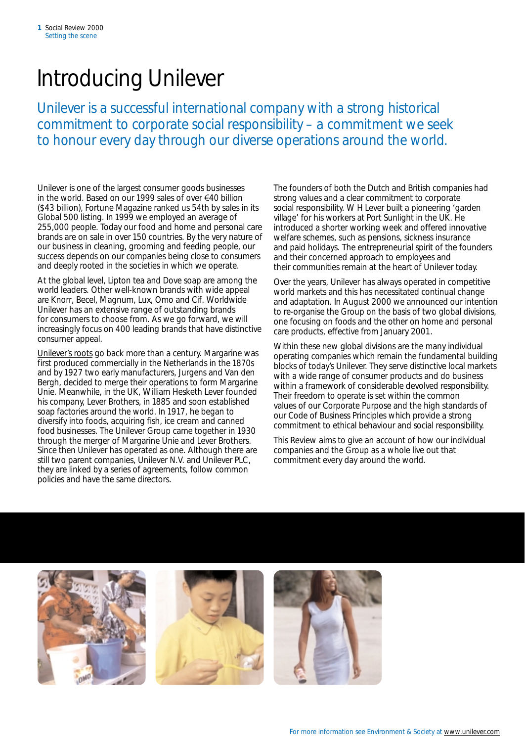# Introducing Unilever

Unilever is a successful international company with a strong historical commitment to corporate social responsibility – a commitment we seek to honour every day through our diverse operations around the world.

Unilever is one of the largest consumer goods businesses in the world. Based on our 1999 sales of over €40 billion ($43 billion), Fortune Magazine ranked us 54th by sales in its Global 500 listing. In 1999 we employed an average of 255,000 people. Today our food and home and personal care brands are on sale in over 150 countries. By the very nature of our business in cleaning, grooming and feeding people, our success depends on our companies being close to consumers and deeply rooted in the societies in which we operate.

At the global level, Lipton tea and Dove soap are among the world leaders. Other well-known brands with wide appeal are Knorr, Becel, Magnum, Lux, Omo and Cif. Worldwide Unilever has an extensive range of outstanding brands for consumers to choose from. As we go forward, we will increasingly focus on 400 leading brands that have distinctive consumer appeal.

Unilever's roots go back more than a century. Margarine was first produced commercially in the Netherlands in the 1870s and by 1927 two early manufacturers, Jurgens and Van den Bergh, decided to merge their operations to form Margarine Unie. Meanwhile, in the UK, William Hesketh Lever founded his company, Lever Brothers, in 1885 and soon established soap factories around the world. In 1917, he began to diversify into foods, acquiring fish, ice cream and canned food businesses. The Unilever Group came together in 1930 through the merger of Margarine Unie and Lever Brothers. Since then Unilever has operated as one. Although there are still two parent companies, Unilever N.V. and Unilever PLC, they are linked by a series of agreements, follow common policies and have the same directors.

The founders of both the Dutch and British companies had strong values and a clear commitment to corporate social responsibility. W H Lever built a pioneering 'garden village' for his workers at Port Sunlight in the UK. He introduced a shorter working week and offered innovative welfare schemes, such as pensions, sickness insurance and paid holidays. The entrepreneurial spirit of the founders and their concerned approach to employees and their communities remain at the heart of Unilever today.

Over the years, Unilever has always operated in competitive world markets and this has necessitated continual change and adaptation. In August 2000 we announced our intention to re-organise the Group on the basis of two global divisions, one focusing on foods and the other on home and personal care products, effective from January 2001.

Within these new global divisions are the many individual operating companies which remain the fundamental building blocks of today's Unilever. They serve distinctive local markets with a wide range of consumer products and do business within a framework of considerable devolved responsibility. Their freedom to operate is set within the common values of our Corporate Purpose and the high standards of our Code of Business Principles which provide a strong commitment to ethical behaviour and social responsibility.

This Review aims to give an account of how our individual companies and the Group as a whole live out that commitment every day around the world.

For more information see Environment & Society at www.unilever.com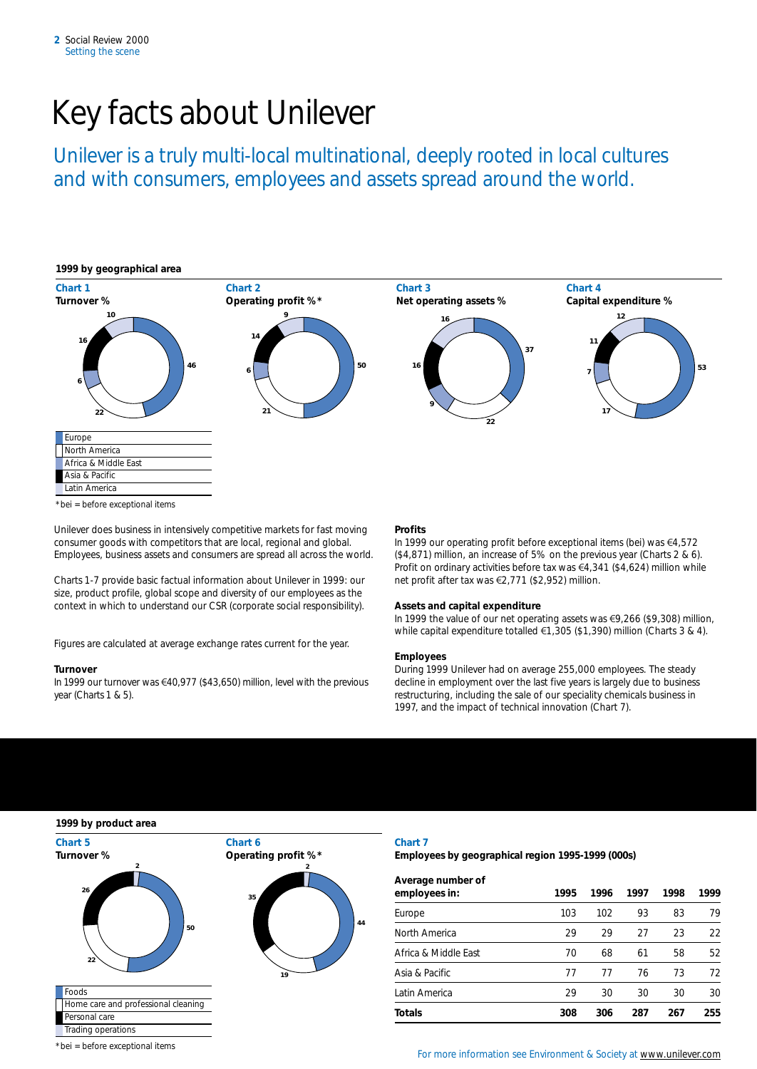# Key facts about Unilever

## Unilever is a truly multi-local multinational, deeply rooted in local cultures and with consumers, employees and assets spread around the world.

### 1999 by geographical area

**Chart 1**
**Turnover %**

**Chart 2**
**Operating profit %***

**Chart 3**
**Net operating assets %**

**Chart 4**
**Capital expenditure %**

| | Chart 1 Turnover % | Chart 2 Operating profit %* | Chart 3 Net operating assets % | Chart 4 Capital expenditure % |
|---|---|---|---|---|
| Europe | 46 | 50 | 37 | 53 |
| North America | 22 | 21 | 22 | 17 |
| Africa & Middle East | 6 | 6 | 9 | 7 |
| Asia & Pacific | 16 | 14 | 16 | 11 |
| Latin America | 10 | 9 | 16 | 12 |

*bei = before exceptional items

Unilever does business in intensively competitive markets for fast moving consumer goods with competitors that are local, regional and global. Employees, business assets and consumers are spread all across the world.

Charts 1-7 provide basic factual information about Unilever in 1999: our size, product profile, global scope and diversity of our employees as the context in which to understand our CSR (corporate social responsibility).

Figures are calculated at average exchange rates current for the year.

**Turnover**

In 1999 our turnover was €40,977 ($43,650) million, level with the previous year (Charts 1 & 5).

**Profits**

In 1999 our operating profit before exceptional items (bei) was €4,572 ($4,871) million, an increase of 5% on the previous year (Charts 2 & 6). Profit on ordinary activities before tax was €4,341 ($4,624) million while net profit after tax was €2,771 ($2,952) million.

**Assets and capital expenditure**

In 1999 the value of our net operating assets was €9,266 ($9,308) million, while capital expenditure totalled €1,305 ($1,390) million (Charts 3 & 4).

**Employees**

During 1999 Unilever had on average 255,000 employees. The steady decline in employment over the last five years is largely due to business restructuring, including the sale of our speciality chemicals business in 1997, and the impact of technical innovation (Chart 7).

### 1999 by product area

| | Chart 5 Turnover % | Chart 6 Operating profit %* |
|---|---|---|
| Foods | 50 | 44 |
| Home care and professional cleaning | 22 | 19 |
| Personal care | 26 | 35 |
| Trading operations | 2 | 2 |

*bei = before exceptional items

**Chart 7**
**Employees by geographical region 1995-1999 (000s)**

| Average number of employees in: | 1995 | 1996 | 1997 | 1998 | 1999 |
|---|---|---|---|---|---|
| Europe | 103 | 102 | 93 | 83 | 79 |
| North America | 29 | 29 | 27 | 23 | 22 |
| Africa & Middle East | 70 | 68 | 61 | 58 | 52 |
| Asia & Pacific | 77 | 77 | 76 | 73 | 72 |
| Latin America | 29 | 30 | 30 | 30 | 30 |
| **Totals** | **308** | **306** | **287** | **267** | **255** |

For more information see Environment & Society at www.unilever.com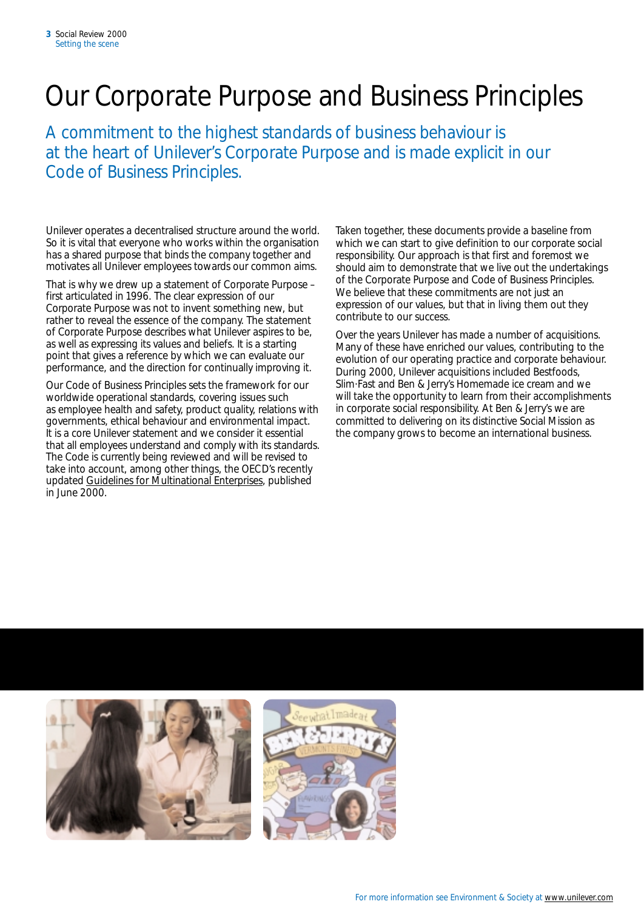# Our Corporate Purpose and Business Principles

A commitment to the highest standards of business behaviour is at the heart of Unilever's Corporate Purpose and is made explicit in our Code of Business Principles.

Unilever operates a decentralised structure around the world. So it is vital that everyone who works within the organisation has a shared purpose that binds the company together and motivates all Unilever employees towards our common aims.

That is why we drew up a statement of Corporate Purpose – first articulated in 1996. The clear expression of our Corporate Purpose was not to invent something new, but rather to reveal the essence of the company. The statement of Corporate Purpose describes what Unilever aspires to be, as well as expressing its values and beliefs. It is a starting point that gives a reference by which we can evaluate our performance, and the direction for continually improving it.

Our Code of Business Principles sets the framework for our worldwide operational standards, covering issues such as employee health and safety, product quality, relations with governments, ethical behaviour and environmental impact. It is a core Unilever statement and we consider it essential that all employees understand and comply with its standards. The Code is currently being reviewed and will be revised to take into account, among other things, the OECD's recently updated Guidelines for Multinational Enterprises, published in June 2000.

Taken together, these documents provide a baseline from which we can start to give definition to our corporate social responsibility. Our approach is that first and foremost we should aim to demonstrate that we live out the undertakings of the Corporate Purpose and Code of Business Principles. We believe that these commitments are not just an expression of our values, but that in living them out they contribute to our success.

Over the years Unilever has made a number of acquisitions. Many of these have enriched our values, contributing to the evolution of our operating practice and corporate behaviour. During 2000, Unilever acquisitions included Bestfoods, Slim·Fast and Ben & Jerry's Homemade ice cream and we will take the opportunity to learn from their accomplishments in corporate social responsibility. At Ben & Jerry's we are committed to delivering on its distinctive Social Mission as the company grows to become an international business.

For more information see Environment & Society at www.unilever.com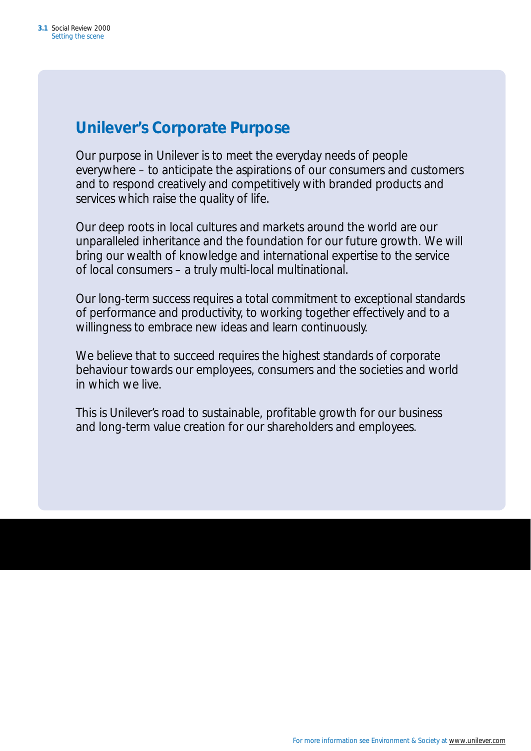## Unilever's Corporate Purpose

Our purpose in Unilever is to meet the everyday needs of people everywhere – to anticipate the aspirations of our consumers and customers and to respond creatively and competitively with branded products and services which raise the quality of life.

Our deep roots in local cultures and markets around the world are our unparalleled inheritance and the foundation for our future growth. We will bring our wealth of knowledge and international expertise to the service of local consumers – a truly multi-local multinational.

Our long-term success requires a total commitment to exceptional standards of performance and productivity, to working together effectively and to a willingness to embrace new ideas and learn continuously.

We believe that to succeed requires the highest standards of corporate behaviour towards our employees, consumers and the societies and world in which we live.

This is Unilever's road to sustainable, profitable growth for our business and long-term value creation for our shareholders and employees.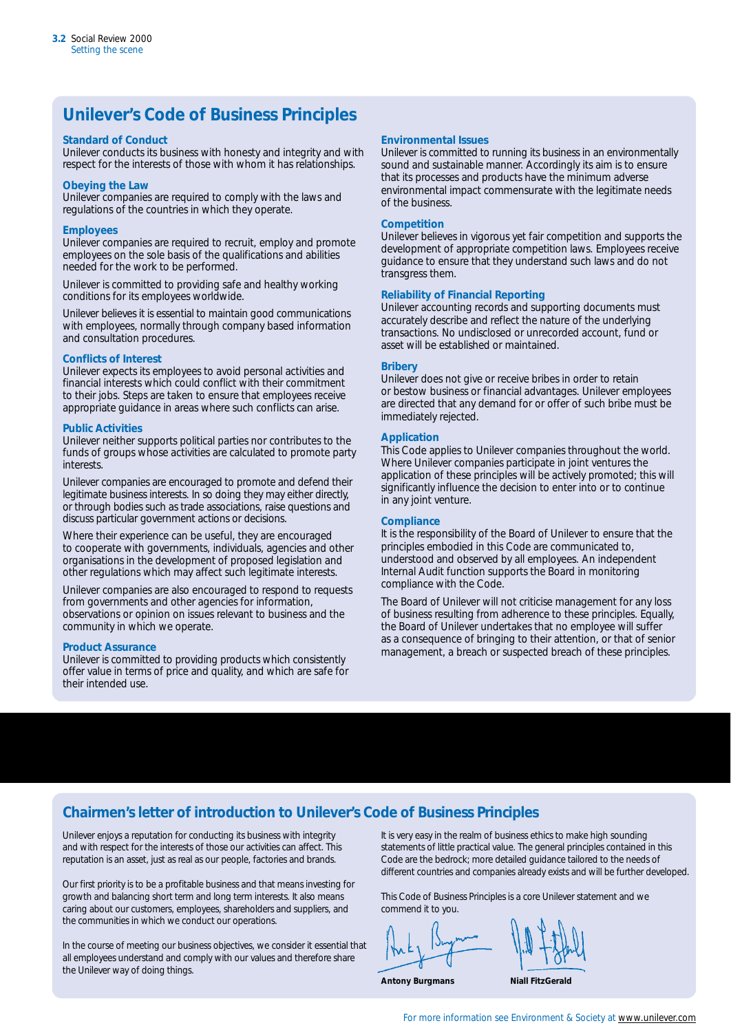## Unilever's Code of Business Principles

### Standard of Conduct

Unilever conducts its business with honesty and integrity and with respect for the interests of those with whom it has relationships.

### Obeying the Law

Unilever companies are required to comply with the laws and regulations of the countries in which they operate.

### Employees

Unilever companies are required to recruit, employ and promote employees on the sole basis of the qualifications and abilities needed for the work to be performed.

Unilever is committed to providing safe and healthy working conditions for its employees worldwide.

Unilever believes it is essential to maintain good communications with employees, normally through company based information and consultation procedures.

### Conflicts of Interest

Unilever expects its employees to avoid personal activities and financial interests which could conflict with their commitment to their jobs. Steps are taken to ensure that employees receive appropriate guidance in areas where such conflicts can arise.

### Public Activities

Unilever neither supports political parties nor contributes to the funds of groups whose activities are calculated to promote party interests.

Unilever companies are encouraged to promote and defend their legitimate business interests. In so doing they may either directly, or through bodies such as trade associations, raise questions and discuss particular government actions or decisions.

Where their experience can be useful, they are encouraged to cooperate with governments, individuals, agencies and other organisations in the development of proposed legislation and other regulations which may affect such legitimate interests.

Unilever companies are also encouraged to respond to requests from governments and other agencies for information, observations or opinion on issues relevant to business and the community in which we operate.

### Product Assurance

Unilever is committed to providing products which consistently offer value in terms of price and quality, and which are safe for their intended use.

### Environmental Issues

Unilever is committed to running its business in an environmentally sound and sustainable manner. Accordingly its aim is to ensure that its processes and products have the minimum adverse environmental impact commensurate with the legitimate needs of the business.

### Competition

Unilever believes in vigorous yet fair competition and supports the development of appropriate competition laws. Employees receive guidance to ensure that they understand such laws and do not transgress them.

### Reliability of Financial Reporting

Unilever accounting records and supporting documents must accurately describe and reflect the nature of the underlying transactions. No undisclosed or unrecorded account, fund or asset will be established or maintained.

### Bribery

Unilever does not give or receive bribes in order to retain or bestow business or financial advantages. Unilever employees are directed that any demand for or offer of such bribe must be immediately rejected.

### Application

This Code applies to Unilever companies throughout the world. Where Unilever companies participate in joint ventures the application of these principles will be actively promoted; this will significantly influence the decision to enter into or to continue in any joint venture.

### Compliance

It is the responsibility of the Board of Unilever to ensure that the principles embodied in this Code are communicated to, understood and observed by all employees. An independent Internal Audit function supports the Board in monitoring compliance with the Code.

The Board of Unilever will not criticise management for any loss of business resulting from adherence to these principles. Equally, the Board of Unilever undertakes that no employee will suffer as a consequence of bringing to their attention, or that of senior management, a breach or suspected breach of these principles.

## Chairmen's letter of introduction to Unilever's Code of Business Principles

Unilever enjoys a reputation for conducting its business with integrity and with respect for the interests of those our activities can affect. This reputation is an asset, just as real as our people, factories and brands.

Our first priority is to be a profitable business and that means investing for growth and balancing short term and long term interests. It also means caring about our customers, employees, shareholders and suppliers, and the communities in which we conduct our operations.

In the course of meeting our business objectives, we consider it essential that all employees understand and comply with our values and therefore share the Unilever way of doing things.

It is very easy in the realm of business ethics to make high sounding statements of little practical value. The general principles contained in this Code are the bedrock; more detailed guidance tailored to the needs of different countries and companies already exists and will be further developed.

This Code of Business Principles is a core Unilever statement and we commend it to you.

**Antony Burgmans** **Niall FitzGerald**

For more information see Environment & Society at www.unilever.com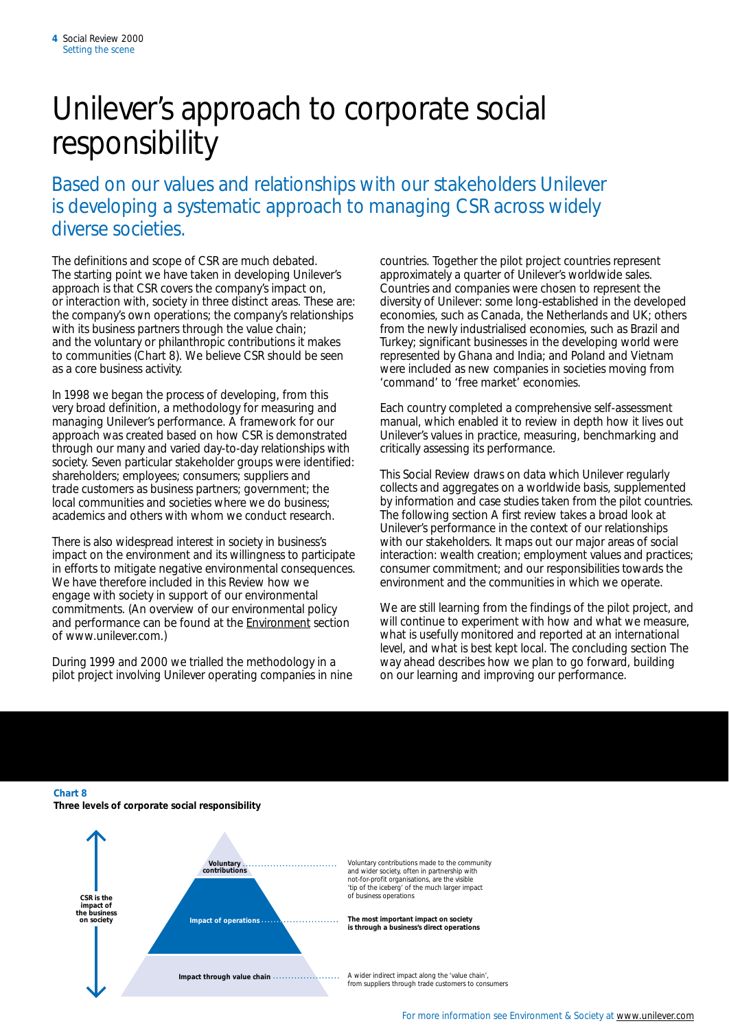# Unilever's approach to corporate social responsibility

## Based on our values and relationships with our stakeholders Unilever is developing a systematic approach to managing CSR across widely diverse societies.

The definitions and scope of CSR are much debated. The starting point we have taken in developing Unilever's approach is that CSR covers the company's impact on, or interaction with, society in three distinct areas. These are: the company's own operations; the company's relationships with its business partners through the value chain; and the voluntary or philanthropic contributions it makes to communities (Chart 8). We believe CSR should be seen as a core business activity.

In 1998 we began the process of developing, from this very broad definition, a methodology for measuring and managing Unilever's performance. A framework for our approach was created based on how CSR is demonstrated through our many and varied day-to-day relationships with society. Seven particular stakeholder groups were identified: shareholders; employees; consumers; suppliers and trade customers as business partners; government; the local communities and societies where we do business; academics and others with whom we conduct research.

There is also widespread interest in society in business's impact on the environment and its willingness to participate in efforts to mitigate negative environmental consequences. We have therefore included in this Review how we engage with society in support of our environmental commitments. (An overview of our environmental policy and performance can be found at the Environment section of www.unilever.com.)

During 1999 and 2000 we trialled the methodology in a pilot project involving Unilever operating companies in nine countries. Together the pilot project countries represent approximately a quarter of Unilever's worldwide sales. Countries and companies were chosen to represent the diversity of Unilever: some long-established in the developed economies, such as Canada, the Netherlands and UK; others from the newly industrialised economies, such as Brazil and Turkey; significant businesses in the developing world were represented by Ghana and India; and Poland and Vietnam were included as new companies in societies moving from 'command' to 'free market' economies.

Each country completed a comprehensive self-assessment manual, which enabled it to review in depth how it lives out Unilever's values in practice, measuring, benchmarking and critically assessing its performance.

This Social Review draws on data which Unilever regularly collects and aggregates on a worldwide basis, supplemented by information and case studies taken from the pilot countries. The following section A first review takes a broad look at Unilever's performance in the context of our relationships with our stakeholders. It maps out our major areas of social interaction: wealth creation; employment values and practices; consumer commitment; and our responsibilities towards the environment and the communities in which we operate.

We are still learning from the findings of the pilot project, and will continue to experiment with how and what we measure, what is usefully monitored and reported at an international level, and what is best kept local. The concluding section The way ahead describes how we plan to go forward, building on our learning and improving our performance.

**Chart 8**
**Three levels of corporate social responsibility**

CSR is the impact of the business on society

- **Voluntary contributions** — Voluntary contributions made to the community and wider society, often in partnership with not-for-profit organisations, are the visible 'tip of the iceberg' of the much larger impact of business operations
- **Impact of operations** — **The most important impact on society is through a business's direct operations**
- **Impact through value chain** — A wider indirect impact along the 'value chain', from suppliers through trade customers to consumers

For more information see Environment & Society at www.unilever.com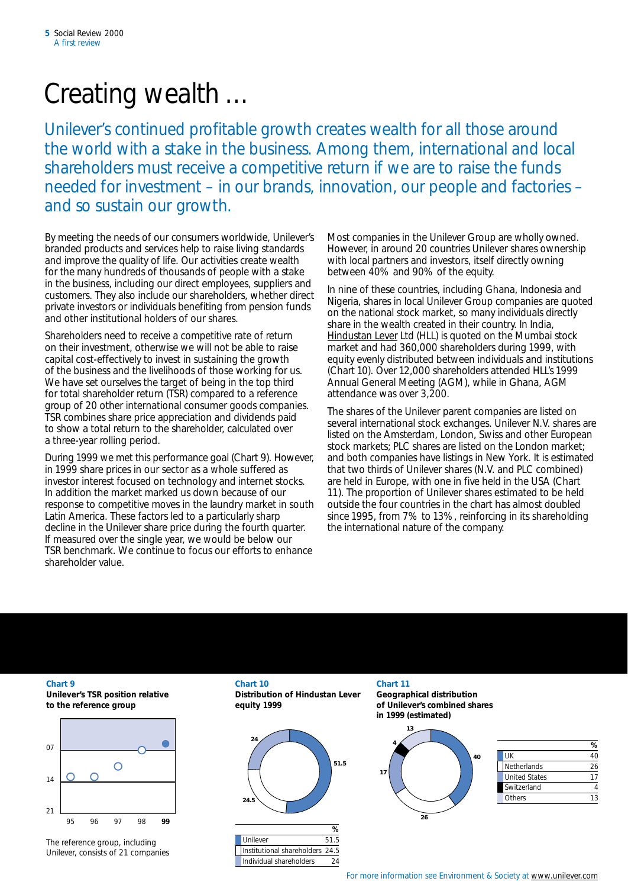# Creating wealth ...

Unilever's continued profitable growth creates wealth for all those around the world with a stake in the business. Among them, international and local shareholders must receive a competitive return if we are to raise the funds needed for investment – in our brands, innovation, our people and factories – and so sustain our growth.

By meeting the needs of our consumers worldwide, Unilever's branded products and services help to raise living standards and improve the quality of life. Our activities create wealth for the many hundreds of thousands of people with a stake in the business, including our direct employees, suppliers and customers. They also include our shareholders, whether direct private investors or individuals benefiting from pension funds and other institutional holders of our shares.

Shareholders need to receive a competitive rate of return on their investment, otherwise we will not be able to raise capital cost-effectively to invest in sustaining the growth of the business and the livelihoods of those working for us. We have set ourselves the target of being in the top third for total shareholder return (TSR) compared to a reference group of 20 other international consumer goods companies. TSR combines share price appreciation and dividends paid to show a total return to the shareholder, calculated over a three-year rolling period.

During 1999 we met this performance goal (Chart 9). However, in 1999 share prices in our sector as a whole suffered as investor interest focused on technology and internet stocks. In addition the market marked us down because of our response to competitive moves in the laundry market in south Latin America. These factors led to a particularly sharp decline in the Unilever share price during the fourth quarter. If measured over the single year, we would be below our TSR benchmark. We continue to focus our efforts to enhance shareholder value.

Most companies in the Unilever Group are wholly owned. However, in around 20 countries Unilever shares ownership with local partners and investors, itself directly owning between 40% and 90% of the equity.

In nine of these countries, including Ghana, Indonesia and Nigeria, shares in local Unilever Group companies are quoted on the national stock market, so many individuals directly share in the wealth created in their country. In India, Hindustan Lever Ltd (HLL) is quoted on the Mumbai stock market and had 360,000 shareholders during 1999, with equity evenly distributed between individuals and institutions (Chart 10). Over 12,000 shareholders attended HLL's 1999 Annual General Meeting (AGM), while in Ghana, AGM attendance was over 3,200.

The shares of the Unilever parent companies are listed on several international stock exchanges. Unilever N.V. shares are listed on the Amsterdam, London, Swiss and other European stock markets; PLC shares are listed on the London market; and both companies have listings in New York. It is estimated that two thirds of Unilever shares (N.V. and PLC combined) are held in Europe, with one in five held in the USA (Chart 11). The proportion of Unilever shares estimated to be held outside the four countries in the chart has almost doubled since 1995, from 7% to 13%, reinforcing in its shareholding the international nature of the company.

**Chart 9**
**Unilever's TSR position relative to the reference group**

| Year | 95 | 96 | 97 | 98 | 99 |
|---|---|---|---|---|---|
| Position | 14 | 14 | | 07 | |

The reference group, including Unilever, consists of 21 companies

**Chart 10**
**Distribution of Hindustan Lever equity 1999**

| | % |
|---|---|
| Unilever | 51.5 |
| Institutional shareholders | 24.5 |
| Individual shareholders | 24 |

**Chart 11**
**Geographical distribution of Unilever's combined shares in 1999 (estimated)**

| | % |
|---|---|
| UK | 40 |
| Netherlands | 26 |
| United States | 17 |
| Switzerland | 4 |
| Others | 13 |

For more information see Environment & Society at www.unilever.com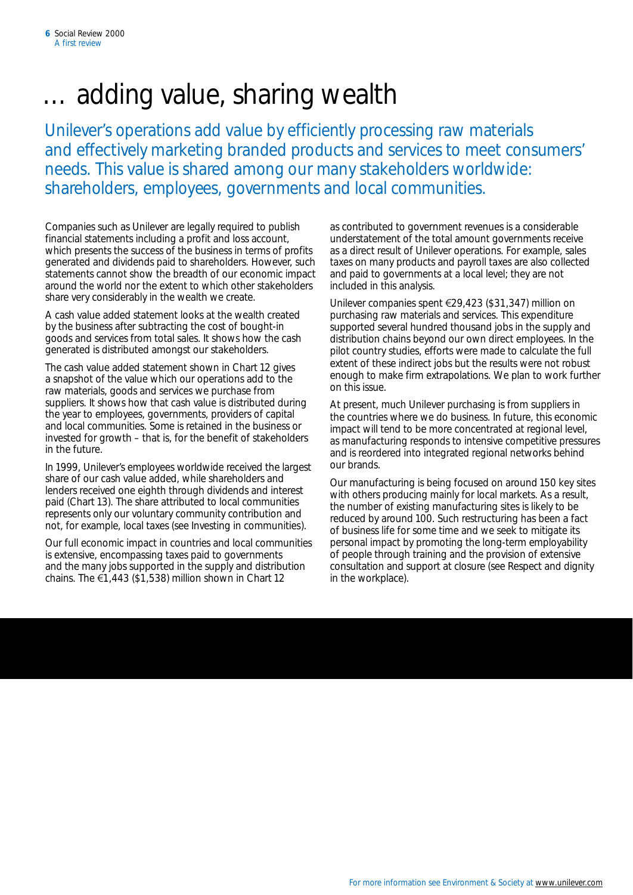# … adding value, sharing wealth

Unilever's operations add value by efficiently processing raw materials and effectively marketing branded products and services to meet consumers' needs. This value is shared among our many stakeholders worldwide: shareholders, employees, governments and local communities.

Companies such as Unilever are legally required to publish financial statements including a profit and loss account, which presents the success of the business in terms of profits generated and dividends paid to shareholders. However, such statements cannot show the breadth of our economic impact around the world nor the extent to which other stakeholders share very considerably in the wealth we create.

A cash value added statement looks at the wealth created by the business after subtracting the cost of bought-in goods and services from total sales. It shows how the cash generated is distributed amongst our stakeholders.

The cash value added statement shown in Chart 12 gives a snapshot of the value which our operations add to the raw materials, goods and services we purchase from suppliers. It shows how that cash value is distributed during the year to employees, governments, providers of capital and local communities. Some is retained in the business or invested for growth – that is, for the benefit of stakeholders in the future.

In 1999, Unilever's employees worldwide received the largest share of our cash value added, while shareholders and lenders received one eighth through dividends and interest paid (Chart 13). The share attributed to local communities represents only our voluntary community contribution and not, for example, local taxes (see Investing in communities).

Our full economic impact in countries and local communities is extensive, encompassing taxes paid to governments and the many jobs supported in the supply and distribution chains. The €1,443 ($1,538) million shown in Chart 12 as contributed to government revenues is a considerable understatement of the total amount governments receive as a direct result of Unilever operations. For example, sales taxes on many products and payroll taxes are also collected and paid to governments at a local level; they are not included in this analysis.

Unilever companies spent €29,423 ($31,347) million on purchasing raw materials and services. This expenditure supported several hundred thousand jobs in the supply and distribution chains beyond our own direct employees. In the pilot country studies, efforts were made to calculate the full extent of these indirect jobs but the results were not robust enough to make firm extrapolations. We plan to work further on this issue.

At present, much Unilever purchasing is from suppliers in the countries where we do business. In future, this economic impact will tend to be more concentrated at regional level, as manufacturing responds to intensive competitive pressures and is reordered into integrated regional networks behind our brands.

Our manufacturing is being focused on around 150 key sites with others producing mainly for local markets. As a result, the number of existing manufacturing sites is likely to be reduced by around 100. Such restructuring has been a fact of business life for some time and we seek to mitigate its personal impact by promoting the long-term employability of people through training and the provision of extensive consultation and support at closure (see Respect and dignity in the workplace).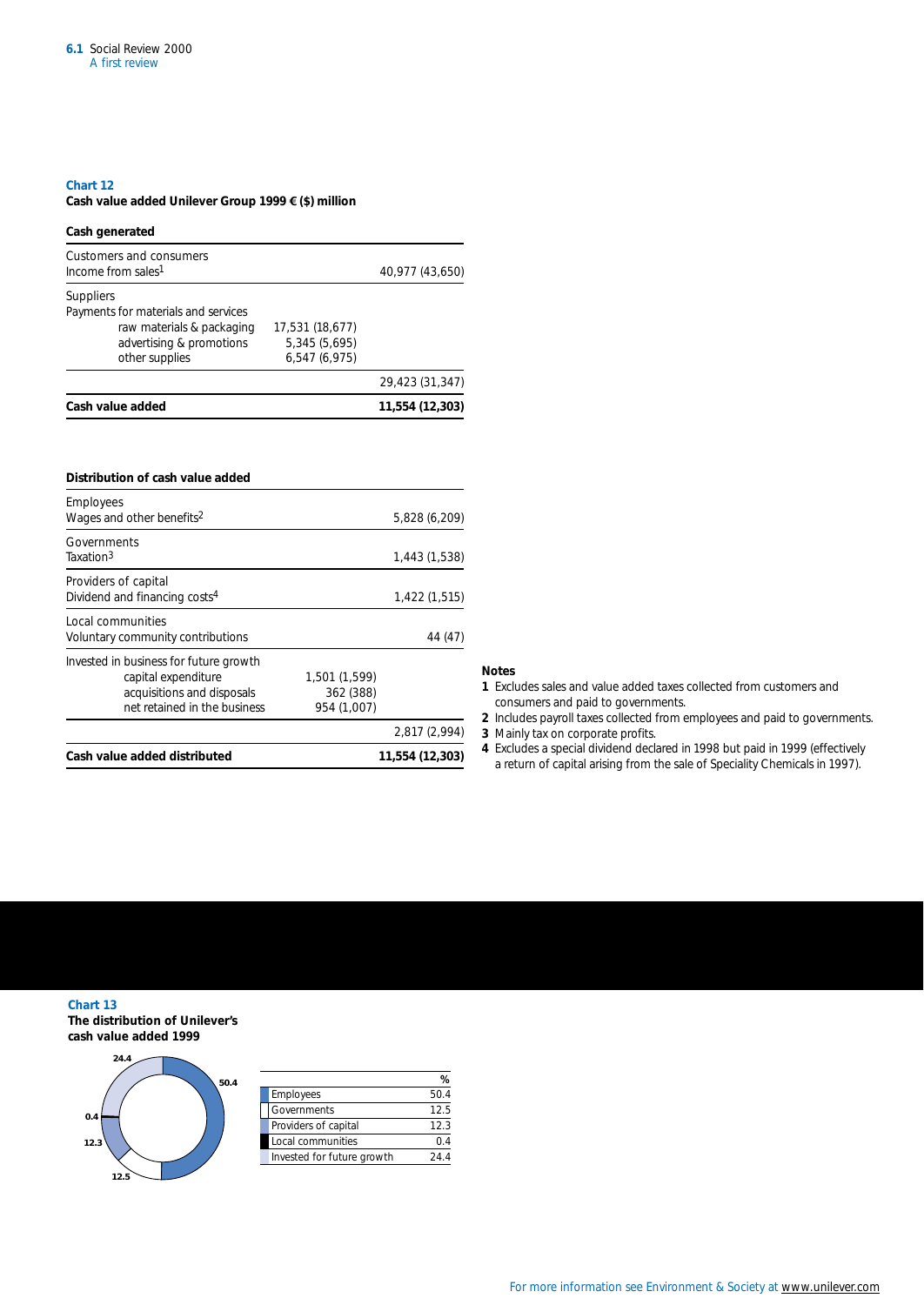## Chart 12

**Cash value added Unilever Group 1999 € ($) million**

| **Cash generated** | | |
|---|---|---|
| Customers and consumers<br>Income from sales[1] | | 40,977 (43,650) |
| Suppliers<br>Payments for materials and services | | |
| raw materials & packaging | 17,531 (18,677) | |
| advertising & promotions | 5,345 (5,695) | |
| other supplies | 6,547 (6,975) | |
| | | 29,423 (31,347) |
| **Cash value added** | | **11,554 (12,303)** |

| **Distribution of cash value added** | | |
|---|---|---|
| Employees<br>Wages and other benefits[2] | | 5,828 (6,209) |
| Governments<br>Taxation[3] | | 1,443 (1,538) |
| Providers of capital<br>Dividend and financing costs[4] | | 1,422 (1,515) |
| Local communities<br>Voluntary community contributions | | 44 (47) |
| Invested in business for future growth | | |
| capital expenditure | 1,501 (1,599) | |
| acquisitions and disposals | 362 (388) | |
| net retained in the business | 954 (1,007) | |
| | | 2,817 (2,994) |
| **Cash value added distributed** | | **11,554 (12,303)** |

**Notes**

1. Excludes sales and value added taxes collected from customers and consumers and paid to governments.
2. Includes payroll taxes collected from employees and paid to governments.
3. Mainly tax on corporate profits.
4. Excludes a special dividend declared in 1998 but paid in 1999 (effectively a return of capital arising from the sale of Speciality Chemicals in 1997).

## Chart 13

**The distribution of Unilever's cash value added 1999**

| | % |
|---|---|
| Employees | 50.4 |
| Governments | 12.5 |
| Providers of capital | 12.3 |
| Local communities | 0.4 |
| Invested for future growth | 24.4 |

For more information see Environment & Society at www.unilever.com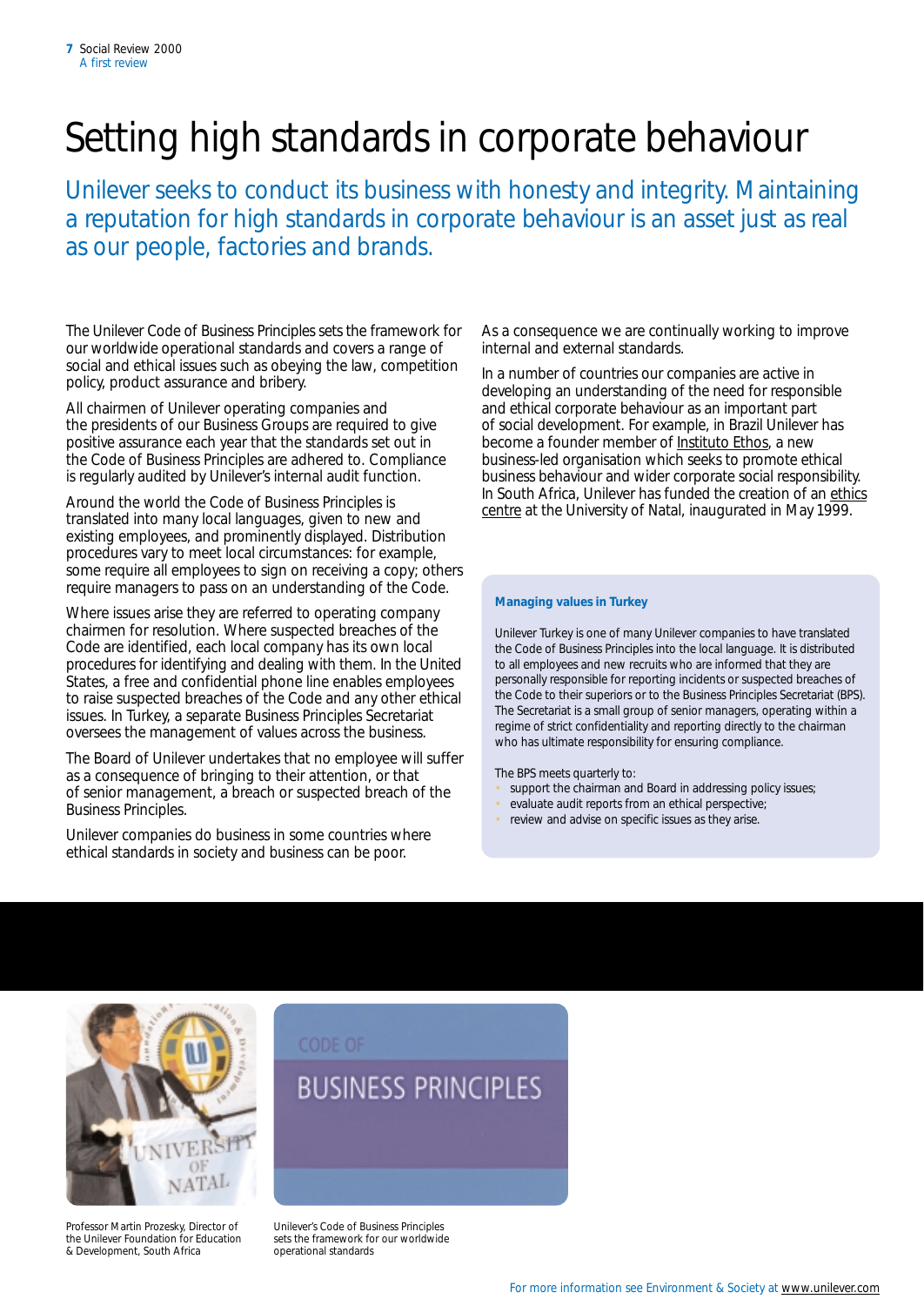# Setting high standards in corporate behaviour

Unilever seeks to conduct its business with honesty and integrity. Maintaining a reputation for high standards in corporate behaviour is an asset just as real as our people, factories and brands.

The Unilever Code of Business Principles sets the framework for our worldwide operational standards and covers a range of social and ethical issues such as obeying the law, competition policy, product assurance and bribery.

All chairmen of Unilever operating companies and the presidents of our Business Groups are required to give positive assurance each year that the standards set out in the Code of Business Principles are adhered to. Compliance is regularly audited by Unilever's internal audit function.

Around the world the Code of Business Principles is translated into many local languages, given to new and existing employees, and prominently displayed. Distribution procedures vary to meet local circumstances: for example, some require all employees to sign on receiving a copy; others require managers to pass on an understanding of the Code.

Where issues arise they are referred to operating company chairmen for resolution. Where suspected breaches of the Code are identified, each local company has its own local procedures for identifying and dealing with them. In the United States, a free and confidential phone line enables employees to raise suspected breaches of the Code and any other ethical issues. In Turkey, a separate Business Principles Secretariat oversees the management of values across the business.

The Board of Unilever undertakes that no employee will suffer as a consequence of bringing to their attention, or that of senior management, a breach or suspected breach of the Business Principles.

Unilever companies do business in some countries where ethical standards in society and business can be poor. As a consequence we are continually working to improve internal and external standards.

In a number of countries our companies are active in developing an understanding of the need for responsible and ethical corporate behaviour as an important part of social development. For example, in Brazil Unilever has become a founder member of Instituto Ethos, a new business-led organisation which seeks to promote ethical business behaviour and wider corporate social responsibility. In South Africa, Unilever has funded the creation of an ethics centre at the University of Natal, inaugurated in May 1999.

### Managing values in Turkey

Unilever Turkey is one of many Unilever companies to have translated the Code of Business Principles into the local language. It is distributed to all employees and new recruits who are informed that they are personally responsible for reporting incidents or suspected breaches of the Code to their superiors or to the Business Principles Secretariat (BPS). The Secretariat is a small group of senior managers, operating within a regime of strict confidentiality and reporting directly to the chairman who has ultimate responsibility for ensuring compliance.

The BPS meets quarterly to:

- support the chairman and Board in addressing policy issues;
- evaluate audit reports from an ethical perspective;
- review and advise on specific issues as they arise.

Professor Martin Prozesky, Director of the Unilever Foundation for Education & Development, South Africa

Unilever's Code of Business Principles sets the framework for our worldwide operational standards

For more information see Environment & Society at www.unilever.com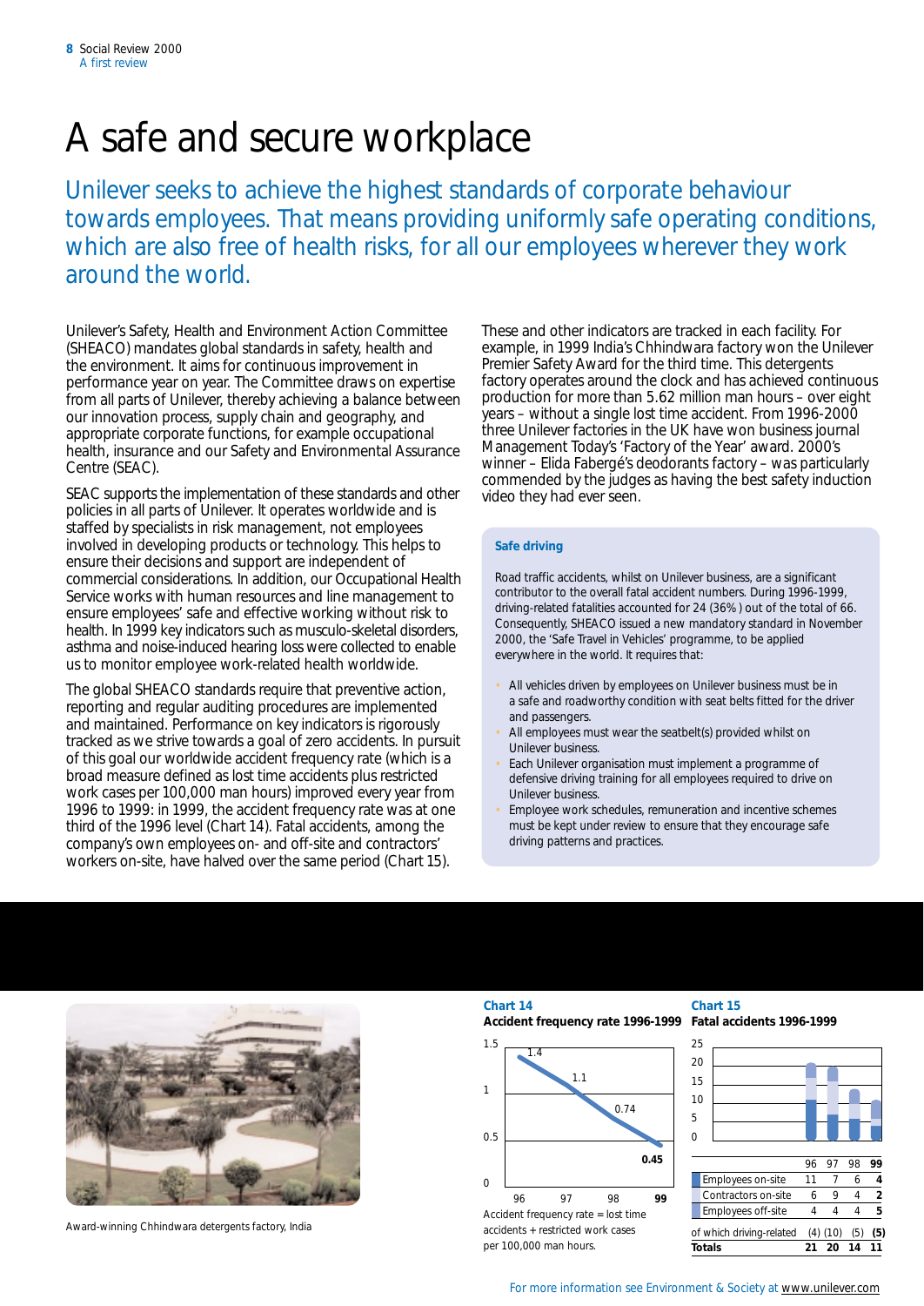# A safe and secure workplace

Unilever seeks to achieve the highest standards of corporate behaviour towards employees. That means providing uniformly safe operating conditions, which are also free of health risks, for all our employees wherever they work around the world.

Unilever's Safety, Health and Environment Action Committee (SHEACO) mandates global standards in safety, health and the environment. It aims for continuous improvement in performance year on year. The Committee draws on expertise from all parts of Unilever, thereby achieving a balance between our innovation process, supply chain and geography, and appropriate corporate functions, for example occupational health, insurance and our Safety and Environmental Assurance Centre (SEAC).

SEAC supports the implementation of these standards and other policies in all parts of Unilever. It operates worldwide and is staffed by specialists in risk management, not employees involved in developing products or technology. This helps to ensure their decisions and support are independent of commercial considerations. In addition, our Occupational Health Service works with human resources and line management to ensure employees' safe and effective working without risk to health. In 1999 key indicators such as musculo-skeletal disorders, asthma and noise-induced hearing loss were collected to enable us to monitor employee work-related health worldwide.

The global SHEACO standards require that preventive action, reporting and regular auditing procedures are implemented and maintained. Performance on key indicators is rigorously tracked as we strive towards a goal of zero accidents. In pursuit of this goal our worldwide accident frequency rate (which is a broad measure defined as lost time accidents plus restricted work cases per 100,000 man hours) improved every year from 1996 to 1999: in 1999, the accident frequency rate was at one third of the 1996 level (Chart 14). Fatal accidents, among the company's own employees on- and off-site and contractors' workers on-site, have halved over the same period (Chart 15).

These and other indicators are tracked in each facility. For example, in 1999 India's Chhindwara factory won the Unilever Premier Safety Award for the third time. This detergents factory operates around the clock and has achieved continuous production for more than 5.62 million man hours – over eight years – without a single lost time accident. From 1996-2000 three Unilever factories in the UK have won business journal Management Today's 'Factory of the Year' award. 2000's winner – Elida Fabergé's deodorants factory – was particularly commended by the judges as having the best safety induction video they had ever seen.

### Safe driving

Road traffic accidents, whilst on Unilever business, are a significant contributor to the overall fatal accident numbers. During 1996-1999, driving-related fatalities accounted for 24 (36%) out of the total of 66. Consequently, SHEACO issued a new mandatory standard in November 2000, the 'Safe Travel in Vehicles' programme, to be applied everywhere in the world. It requires that:

- All vehicles driven by employees on Unilever business must be in a safe and roadworthy condition with seat belts fitted for the driver and passengers.
- All employees must wear the seatbelt(s) provided whilst on Unilever business.
- Each Unilever organisation must implement a programme of defensive driving training for all employees required to drive on Unilever business.
- Employee work schedules, remuneration and incentive schemes must be kept under review to ensure that they encourage safe driving patterns and practices.

Award-winning Chhindwara detergents factory, India

**Chart 14**
**Accident frequency rate 1996-1999**

| Year | 96 | 97 | 98 | **99** |
|---|---|---|---|---|
| Accident frequency rate | 1.4 | 1.1 | 0.74 | **0.45** |

Accident frequency rate = lost time accidents + restricted work cases per 100,000 man hours.

**Chart 15**
**Fatal accidents 1996-1999**

| | 96 | 97 | 98 | **99** |
|---|---|---|---|---|
| Employees on-site | 11 | 7 | 6 | **4** |
| Contractors on-site | 6 | 9 | 4 | **2** |
| Employees off-site | 4 | 4 | 4 | **5** |
| of which driving-related | (4) | (10) | (5) | **(5)** |
| **Totals** | **21** | **20** | **14** | **11** |

For more information see Environment & Society at www.unilever.com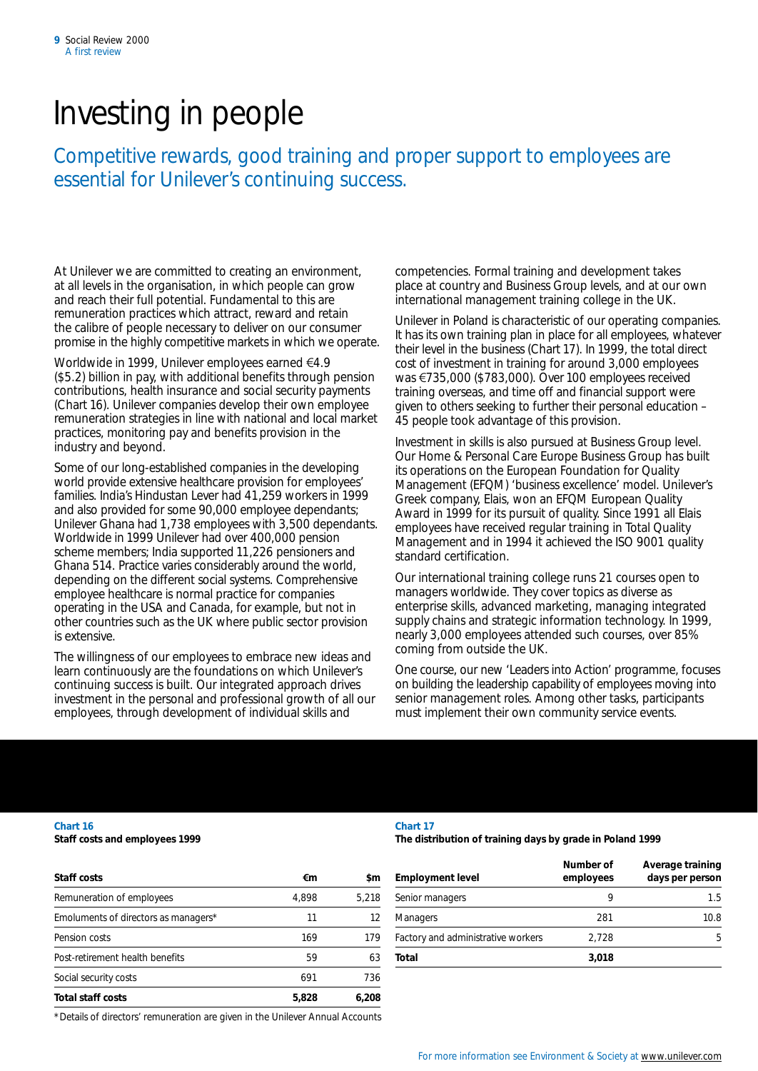# Investing in people

## Competitive rewards, good training and proper support to employees are essential for Unilever's continuing success.

At Unilever we are committed to creating an environment, at all levels in the organisation, in which people can grow and reach their full potential. Fundamental to this are remuneration practices which attract, reward and retain the calibre of people necessary to deliver on our consumer promise in the highly competitive markets in which we operate.

Worldwide in 1999, Unilever employees earned €4.9 ($5.2) billion in pay, with additional benefits through pension contributions, health insurance and social security payments (Chart 16). Unilever companies develop their own employee remuneration strategies in line with national and local market practices, monitoring pay and benefits provision in the industry and beyond.

Some of our long-established companies in the developing world provide extensive healthcare provision for employees' families. India's Hindustan Lever had 41,259 workers in 1999 and also provided for some 90,000 employee dependants; Unilever Ghana had 1,738 employees with 3,500 dependants. Worldwide in 1999 Unilever had over 400,000 pension scheme members; India supported 11,226 pensioners and Ghana 514. Practice varies considerably around the world, depending on the different social systems. Comprehensive employee healthcare is normal practice for companies operating in the USA and Canada, for example, but not in other countries such as the UK where public sector provision is extensive.

The willingness of our employees to embrace new ideas and learn continuously are the foundations on which Unilever's continuing success is built. Our integrated approach drives investment in the personal and professional growth of all our employees, through development of individual skills and competencies. Formal training and development takes place at country and Business Group levels, and at our own international management training college in the UK.

Unilever in Poland is characteristic of our operating companies. It has its own training plan in place for all employees, whatever their level in the business (Chart 17). In 1999, the total direct cost of investment in training for around 3,000 employees was €735,000 ($783,000). Over 100 employees received training overseas, and time off and financial support were given to others seeking to further their personal education – 45 people took advantage of this provision.

Investment in skills is also pursued at Business Group level. Our Home & Personal Care Europe Business Group has built its operations on the European Foundation for Quality Management (EFQM) 'business excellence' model. Unilever's Greek company, Elais, won an EFQM European Quality Award in 1999 for its pursuit of quality. Since 1991 all Elais employees have received regular training in Total Quality Management and in 1994 it achieved the ISO 9001 quality standard certification.

Our international training college runs 21 courses open to managers worldwide. They cover topics as diverse as enterprise skills, advanced marketing, managing integrated supply chains and strategic information technology. In 1999, nearly 3,000 employees attended such courses, over 85% coming from outside the UK.

One course, our new 'Leaders into Action' programme, focuses on building the leadership capability of employees moving into senior management roles. Among other tasks, participants must implement their own community service events.

**Chart 16**
**Staff costs and employees 1999**

| Staff costs | €m | $m |
|---|---|---|
| Remuneration of employees | 4,898 | 5,218 |
| Emoluments of directors as managers* | 11 | 12 |
| Pension costs | 169 | 179 |
| Post-retirement health benefits | 59 | 63 |
| Social security costs | 691 | 736 |
| **Total staff costs** | **5,828** | **6,208** |

*Details of directors' remuneration are given in the Unilever Annual Accounts

**Chart 17**
**The distribution of training days by grade in Poland 1999**

| Employment level | Number of employees | Average training days per person |
|---|---|---|
| Senior managers | 9 | 1.5 |
| Managers | 281 | 10.8 |
| Factory and administrative workers | 2,728 | 5 |
| **Total** | **3,018** | |

For more information see Environment & Society at www.unilever.com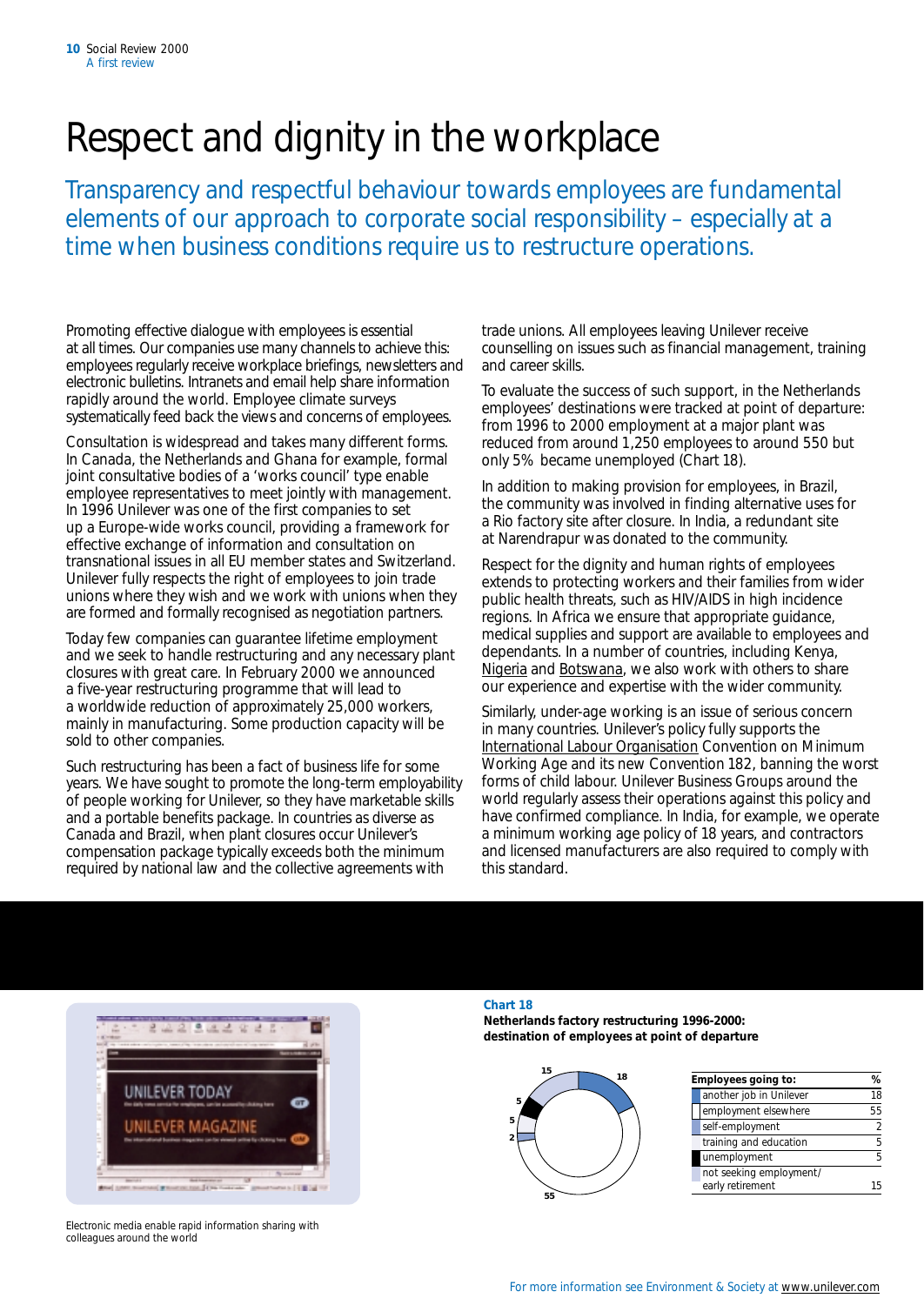# Respect and dignity in the workplace

Transparency and respectful behaviour towards employees are fundamental elements of our approach to corporate social responsibility – especially at a time when business conditions require us to restructure operations.

Promoting effective dialogue with employees is essential at all times. Our companies use many channels to achieve this: employees regularly receive workplace briefings, newsletters and electronic bulletins. Intranets and email help share information rapidly around the world. Employee climate surveys systematically feed back the views and concerns of employees.

Consultation is widespread and takes many different forms. In Canada, the Netherlands and Ghana for example, formal joint consultative bodies of a 'works council' type enable employee representatives to meet jointly with management. In 1996 Unilever was one of the first companies to set up a Europe-wide works council, providing a framework for effective exchange of information and consultation on transnational issues in all EU member states and Switzerland. Unilever fully respects the right of employees to join trade unions where they wish and we work with unions when they are formed and formally recognised as negotiation partners.

Today few companies can guarantee lifetime employment and we seek to handle restructuring and any necessary plant closures with great care. In February 2000 we announced a five-year restructuring programme that will lead to a worldwide reduction of approximately 25,000 workers, mainly in manufacturing. Some production capacity will be sold to other companies.

Such restructuring has been a fact of business life for some years. We have sought to promote the long-term employability of people working for Unilever, so they have marketable skills and a portable benefits package. In countries as diverse as Canada and Brazil, when plant closures occur Unilever's compensation package typically exceeds both the minimum required by national law and the collective agreements with trade unions. All employees leaving Unilever receive counselling on issues such as financial management, training and career skills.

To evaluate the success of such support, in the Netherlands employees' destinations were tracked at point of departure: from 1996 to 2000 employment at a major plant was reduced from around 1,250 employees to around 550 but only 5% became unemployed (Chart 18).

In addition to making provision for employees, in Brazil, the community was involved in finding alternative uses for a Rio factory site after closure. In India, a redundant site at Narendrapur was donated to the community.

Respect for the dignity and human rights of employees extends to protecting workers and their families from wider public health threats, such as HIV/AIDS in high incidence regions. In Africa we ensure that appropriate guidance, medical supplies and support are available to employees and dependants. In a number of countries, including Kenya, Nigeria and Botswana, we also work with others to share our experience and expertise with the wider community.

Similarly, under-age working is an issue of serious concern in many countries. Unilever's policy fully supports the International Labour Organisation Convention on Minimum Working Age and its new Convention 182, banning the worst forms of child labour. Unilever Business Groups around the world regularly assess their operations against this policy and have confirmed compliance. In India, for example, we operate a minimum working age policy of 18 years, and contractors and licensed manufacturers are also required to comply with this standard.

Electronic media enable rapid information sharing with colleagues around the world

**Chart 18**
**Netherlands factory restructuring 1996-2000: destination of employees at point of departure**

| Employees going to: | % |
|---|---|
| another job in Unilever | 18 |
| employment elsewhere | 55 |
| self-employment | 2 |
| training and education | 5 |
| unemployment | 5 |
| not seeking employment/ early retirement | 15 |

For more information see Environment & Society at www.unilever.com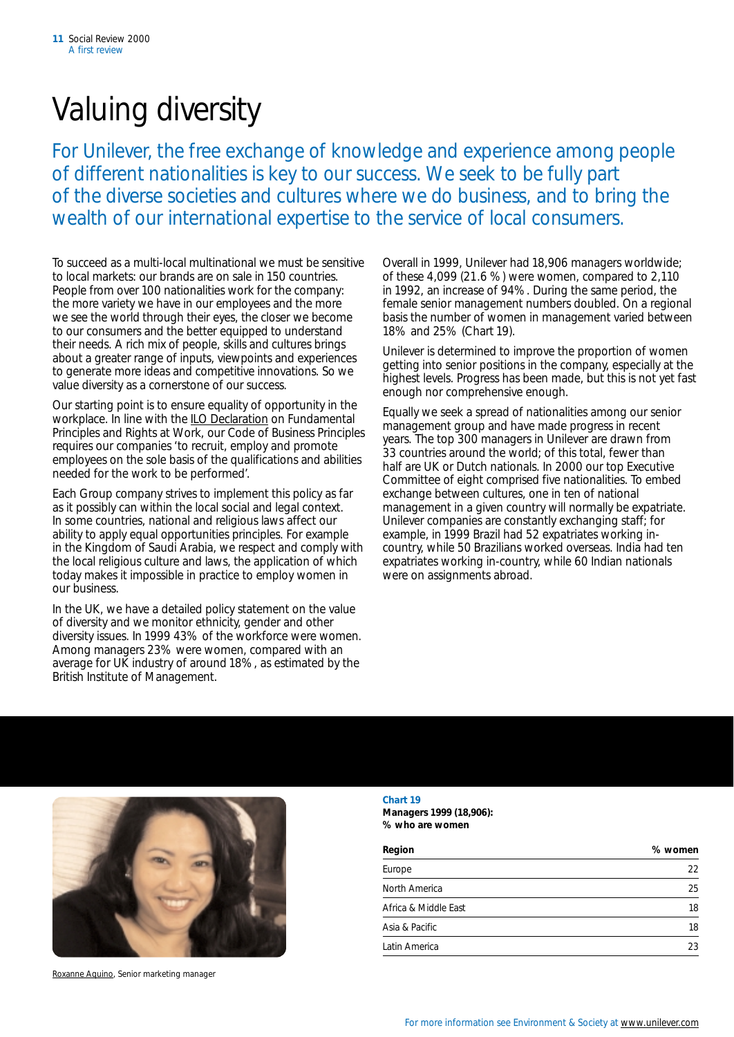# Valuing diversity

For Unilever, the free exchange of knowledge and experience among people of different nationalities is key to our success. We seek to be fully part of the diverse societies and cultures where we do business, and to bring the wealth of our international expertise to the service of local consumers.

To succeed as a multi-local multinational we must be sensitive to local markets: our brands are on sale in 150 countries. People from over 100 nationalities work for the company: the more variety we have in our employees and the more we see the world through their eyes, the closer we become to our consumers and the better equipped to understand their needs. A rich mix of people, skills and cultures brings about a greater range of inputs, viewpoints and experiences to generate more ideas and competitive innovations. So we value diversity as a cornerstone of our success.

Our starting point is to ensure equality of opportunity in the workplace. In line with the ILO Declaration on Fundamental Principles and Rights at Work, our Code of Business Principles requires our companies 'to recruit, employ and promote employees on the sole basis of the qualifications and abilities needed for the work to be performed'.

Each Group company strives to implement this policy as far as it possibly can within the local social and legal context. In some countries, national and religious laws affect our ability to apply equal opportunities principles. For example in the Kingdom of Saudi Arabia, we respect and comply with the local religious culture and laws, the application of which today makes it impossible in practice to employ women in our business.

In the UK, we have a detailed policy statement on the value of diversity and we monitor ethnicity, gender and other diversity issues. In 1999 43% of the workforce were women. Among managers 23% were women, compared with an average for UK industry of around 18%, as estimated by the British Institute of Management.

Overall in 1999, Unilever had 18,906 managers worldwide; of these 4,099 (21.6 %) were women, compared to 2,110 in 1992, an increase of 94%. During the same period, the female senior management numbers doubled. On a regional basis the number of women in management varied between 18% and 25% (Chart 19).

Unilever is determined to improve the proportion of women getting into senior positions in the company, especially at the highest levels. Progress has been made, but this is not yet fast enough nor comprehensive enough.

Equally we seek a spread of nationalities among our senior management group and have made progress in recent years. The top 300 managers in Unilever are drawn from 33 countries around the world; of this total, fewer than half are UK or Dutch nationals. In 2000 our top Executive Committee of eight comprised five nationalities. To embed exchange between cultures, one in ten of national management in a given country will normally be expatriate. Unilever companies are constantly exchanging staff; for example, in 1999 Brazil had 52 expatriates working in-country, while 50 Brazilians worked overseas. India had ten expatriates working in-country, while 60 Indian nationals were on assignments abroad.

Roxanne Aquino, Senior marketing manager

**Chart 19**
**Managers 1999 (18,906): % who are women**

| Region | % women |
|---|---|
| Europe | 22 |
| North America | 25 |
| Africa & Middle East | 18 |
| Asia & Pacific | 18 |
| Latin America | 23 |

For more information see Environment & Society at www.unilever.com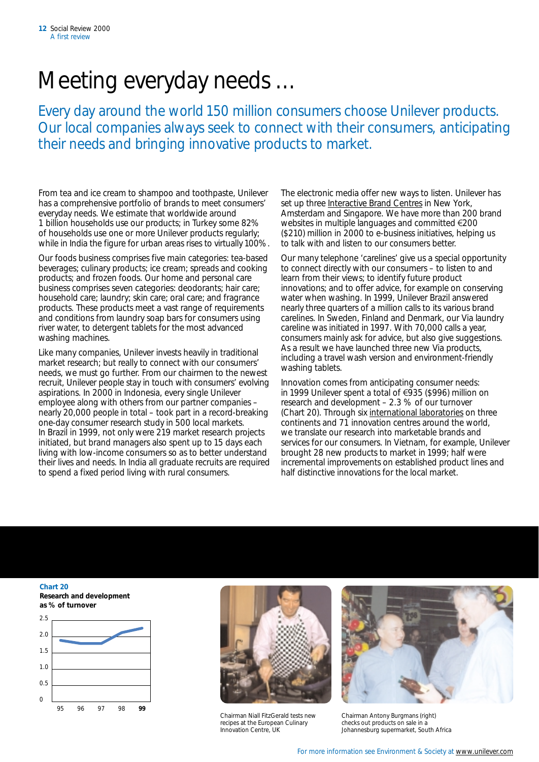# Meeting everyday needs …

Every day around the world 150 million consumers choose Unilever products. Our local companies always seek to connect with their consumers, anticipating their needs and bringing innovative products to market.

From tea and ice cream to shampoo and toothpaste, Unilever has a comprehensive portfolio of brands to meet consumers' everyday needs. We estimate that worldwide around 1 billion households use our products; in Turkey some 82% of households use one or more Unilever products regularly; while in India the figure for urban areas rises to virtually 100%.

Our foods business comprises five main categories: tea-based beverages; culinary products; ice cream; spreads and cooking products; and frozen foods. Our home and personal care business comprises seven categories: deodorants; hair care; household care; laundry; skin care; oral care; and fragrance products. These products meet a vast range of requirements and conditions from laundry soap bars for consumers using river water, to detergent tablets for the most advanced washing machines.

Like many companies, Unilever invests heavily in traditional market research; but really to connect with our consumers' needs, we must go further. From our chairmen to the newest recruit, Unilever people stay in touch with consumers' evolving aspirations. In 2000 in Indonesia, every single Unilever employee along with others from our partner companies – nearly 20,000 people in total – took part in a record-breaking one-day consumer research study in 500 local markets. In Brazil in 1999, not only were 219 market research projects initiated, but brand managers also spent up to 15 days each living with low-income consumers so as to better understand their lives and needs. In India all graduate recruits are required to spend a fixed period living with rural consumers.

The electronic media offer new ways to listen. Unilever has set up three Interactive Brand Centres in New York, Amsterdam and Singapore. We have more than 200 brand websites in multiple languages and committed €200 ($210) million in 2000 to e-business initiatives, helping us to talk with and listen to our consumers better.

Our many telephone 'carelines' give us a special opportunity to connect directly with our consumers – to listen to and learn from their views; to identify future product innovations; and to offer advice, for example on conserving water when washing. In 1999, Unilever Brazil answered nearly three quarters of a million calls to its various brand carelines. In Sweden, Finland and Denmark, our Via laundry careline was initiated in 1997. With 70,000 calls a year, consumers mainly ask for advice, but also give suggestions. As a result we have launched three new Via products, including a travel wash version and environment-friendly washing tablets.

Innovation comes from anticipating consumer needs: in 1999 Unilever spent a total of €935 ($996) million on research and development – 2.3% of our turnover (Chart 20). Through six international laboratories on three continents and 71 innovation centres around the world, we translate our research into marketable brands and services for our consumers. In Vietnam, for example, Unilever brought 28 new products to market in 1999; half were incremental improvements on established product lines and half distinctive innovations for the local market.

**Chart 20**
**Research and development as % of turnover**

| Year | 95 | 96 | 97 | 98 | **99** |
|---|---|---|---|---|---|
| % of turnover (approx.) | 1.8 | 1.7 | 1.7 | 2.1 | 2.3 |

Chairman Niall FitzGerald tests new recipes at the European Culinary Innovation Centre, UK

Chairman Antony Burgmans (right) checks out products on sale in a Johannesburg supermarket, South Africa

For more information see Environment & Society at www.unilever.com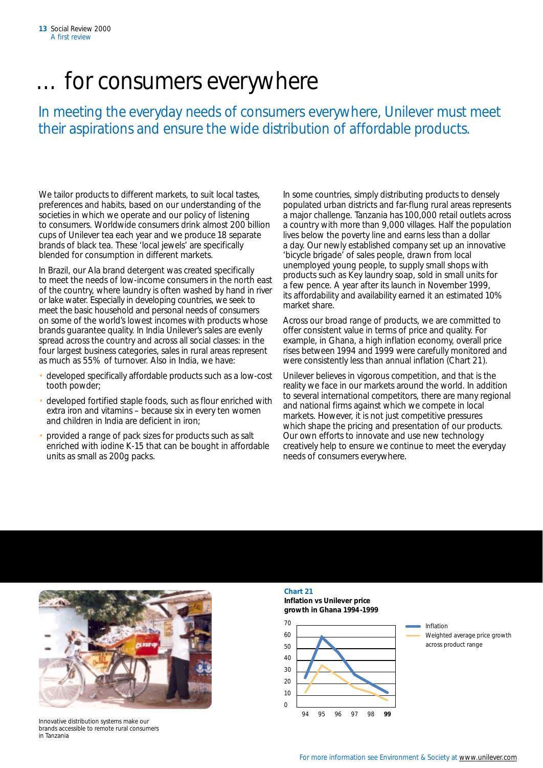# … for consumers everywhere

In meeting the everyday needs of consumers everywhere, Unilever must meet their aspirations and ensure the wide distribution of affordable products.

We tailor products to different markets, to suit local tastes, preferences and habits, based on our understanding of the societies in which we operate and our policy of listening to consumers. Worldwide consumers drink almost 200 billion cups of Unilever tea each year and we produce 18 separate brands of black tea. These 'local jewels' are specifically blended for consumption in different markets.

In Brazil, our Ala brand detergent was created specifically to meet the needs of low-income consumers in the north east of the country, where laundry is often washed by hand in river or lake water. Especially in developing countries, we seek to meet the basic household and personal needs of consumers on some of the world's lowest incomes with products whose brands guarantee quality. In India Unilever's sales are evenly spread across the country and across all social classes: in the four largest business categories, sales in rural areas represent as much as 55% of turnover. Also in India, we have:

- developed specifically affordable products such as a low-cost tooth powder;
- developed fortified staple foods, such as flour enriched with extra iron and vitamins – because six in every ten women and children in India are deficient in iron;
- provided a range of pack sizes for products such as salt enriched with iodine K-15 that can be bought in affordable units as small as 200g packs.

In some countries, simply distributing products to densely populated urban districts and far-flung rural areas represents a major challenge. Tanzania has 100,000 retail outlets across a country with more than 9,000 villages. Half the population lives below the poverty line and earns less than a dollar a day. Our newly established company set up an innovative 'bicycle brigade' of sales people, drawn from local unemployed young people, to supply small shops with products such as Key laundry soap, sold in small units for a few pence. A year after its launch in November 1999, its affordability and availability earned it an estimated 10% market share.

Across our broad range of products, we are committed to offer consistent value in terms of price and quality. For example, in Ghana, a high inflation economy, overall price rises between 1994 and 1999 were carefully monitored and were consistently less than annual inflation (Chart 21).

Unilever believes in vigorous competition, and that is the reality we face in our markets around the world. In addition to several international competitors, there are many regional and national firms against which we compete in local markets. However, it is not just competitive pressures which shape the pricing and presentation of our products. Our own efforts to innovate and use new technology creatively help to ensure we continue to meet the everyday needs of consumers everywhere.

Innovative distribution systems make our brands accessible to remote rural consumers in Tanzania

**Chart 21**
**Inflation vs Unilever price growth in Ghana 1994-1999**

Legend: Inflation; Weighted average price growth across product range

For more information see Environment & Society at www.unilever.com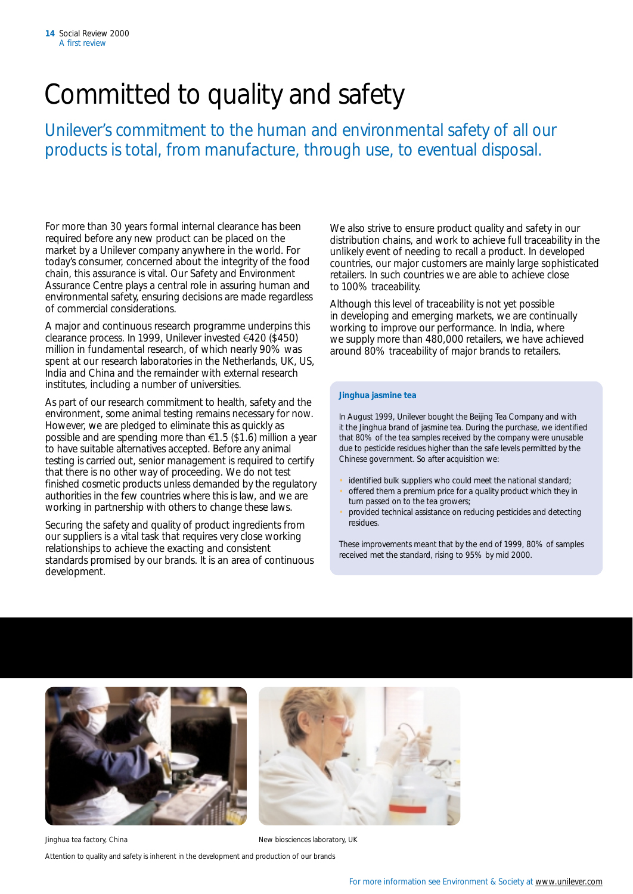# Committed to quality and safety

Unilever's commitment to the human and environmental safety of all our products is total, from manufacture, through use, to eventual disposal.

For more than 30 years formal internal clearance has been required before any new product can be placed on the market by a Unilever company anywhere in the world. For today's consumer, concerned about the integrity of the food chain, this assurance is vital. Our Safety and Environment Assurance Centre plays a central role in assuring human and environmental safety, ensuring decisions are made regardless of commercial considerations.

A major and continuous research programme underpins this clearance process. In 1999, Unilever invested €420 ($450) million in fundamental research, of which nearly 90% was spent at our research laboratories in the Netherlands, UK, US, India and China and the remainder with external research institutes, including a number of universities.

As part of our research commitment to health, safety and the environment, some animal testing remains necessary for now. However, we are pledged to eliminate this as quickly as possible and are spending more than €1.5 ($1.6) million a year to have suitable alternatives accepted. Before any animal testing is carried out, senior management is required to certify that there is no other way of proceeding. We do not test finished cosmetic products unless demanded by the regulatory authorities in the few countries where this is law, and we are working in partnership with others to change these laws.

Securing the safety and quality of product ingredients from our suppliers is a vital task that requires very close working relationships to achieve the exacting and consistent standards promised by our brands. It is an area of continuous development.

We also strive to ensure product quality and safety in our distribution chains, and work to achieve full traceability in the unlikely event of needing to recall a product. In developed countries, our major customers are mainly large sophisticated retailers. In such countries we are able to achieve close to 100% traceability.

Although this level of traceability is not yet possible in developing and emerging markets, we are continually working to improve our performance. In India, where we supply more than 480,000 retailers, we have achieved around 80% traceability of major brands to retailers.

**Jinghua jasmine tea**

In August 1999, Unilever bought the Beijing Tea Company and with it the Jinghua brand of jasmine tea. During the purchase, we identified that 80% of the tea samples received by the company were unusable due to pesticide residues higher than the safe levels permitted by the Chinese government. So after acquisition we:

- identified bulk suppliers who could meet the national standard;
- offered them a premium price for a quality product which they in turn passed on to the tea growers;
- provided technical assistance on reducing pesticides and detecting residues.

These improvements meant that by the end of 1999, 80% of samples received met the standard, rising to 95% by mid 2000.

Jinghua tea factory, China

New biosciences laboratory, UK

Attention to quality and safety is inherent in the development and production of our brands

For more information see Environment & Society at www.unilever.com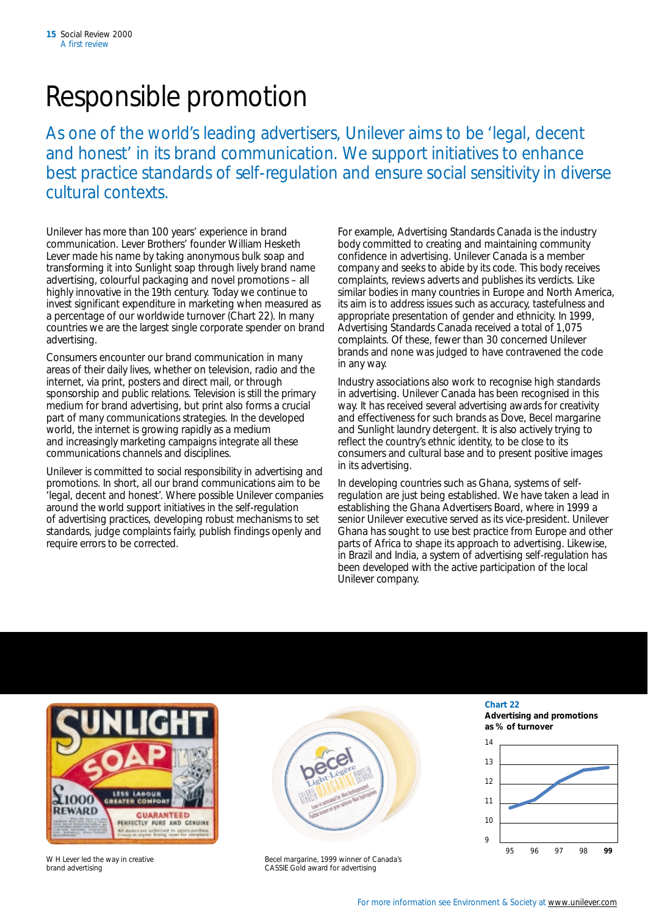# Responsible promotion

As one of the world's leading advertisers, Unilever aims to be 'legal, decent and honest' in its brand communication. We support initiatives to enhance best practice standards of self-regulation and ensure social sensitivity in diverse cultural contexts.

Unilever has more than 100 years' experience in brand communication. Lever Brothers' founder William Hesketh Lever made his name by taking anonymous bulk soap and transforming it into Sunlight soap through lively brand name advertising, colourful packaging and novel promotions – all highly innovative in the 19th century. Today we continue to invest significant expenditure in marketing when measured as a percentage of our worldwide turnover (Chart 22). In many countries we are the largest single corporate spender on brand advertising.

Consumers encounter our brand communication in many areas of their daily lives, whether on television, radio and the internet, via print, posters and direct mail, or through sponsorship and public relations. Television is still the primary medium for brand advertising, but print also forms a crucial part of many communications strategies. In the developed world, the internet is growing rapidly as a medium and increasingly marketing campaigns integrate all these communications channels and disciplines.

Unilever is committed to social responsibility in advertising and promotions. In short, all our brand communications aim to be 'legal, decent and honest'. Where possible Unilever companies around the world support initiatives in the self-regulation of advertising practices, developing robust mechanisms to set standards, judge complaints fairly, publish findings openly and require errors to be corrected.

For example, Advertising Standards Canada is the industry body committed to creating and maintaining community confidence in advertising. Unilever Canada is a member company and seeks to abide by its code. This body receives complaints, reviews adverts and publishes its verdicts. Like similar bodies in many countries in Europe and North America, its aim is to address issues such as accuracy, tastefulness and appropriate presentation of gender and ethnicity. In 1999, Advertising Standards Canada received a total of 1,075 complaints. Of these, fewer than 30 concerned Unilever brands and none was judged to have contravened the code in any way.

Industry associations also work to recognise high standards in advertising. Unilever Canada has been recognised in this way. It has received several advertising awards for creativity and effectiveness for such brands as Dove, Becel margarine and Sunlight laundry detergent. It is also actively trying to reflect the country's ethnic identity, to be close to its consumers and cultural base and to present positive images in its advertising.

In developing countries such as Ghana, systems of self-regulation are just being established. We have taken a lead in establishing the Ghana Advertisers Board, where in 1999 a senior Unilever executive served as its vice-president. Unilever Ghana has sought to use best practice from Europe and other parts of Africa to shape its approach to advertising. Likewise, in Brazil and India, a system of advertising self-regulation has been developed with the active participation of the local Unilever company.

W H Lever led the way in creative brand advertising

Becel margarine, 1999 winner of Canada's CASSIE Gold award for advertising

**Chart 22**
**Advertising and promotions as % of turnover**

(Line chart, y-axis 9–14; x-axis 95, 96, 97, 98, 99)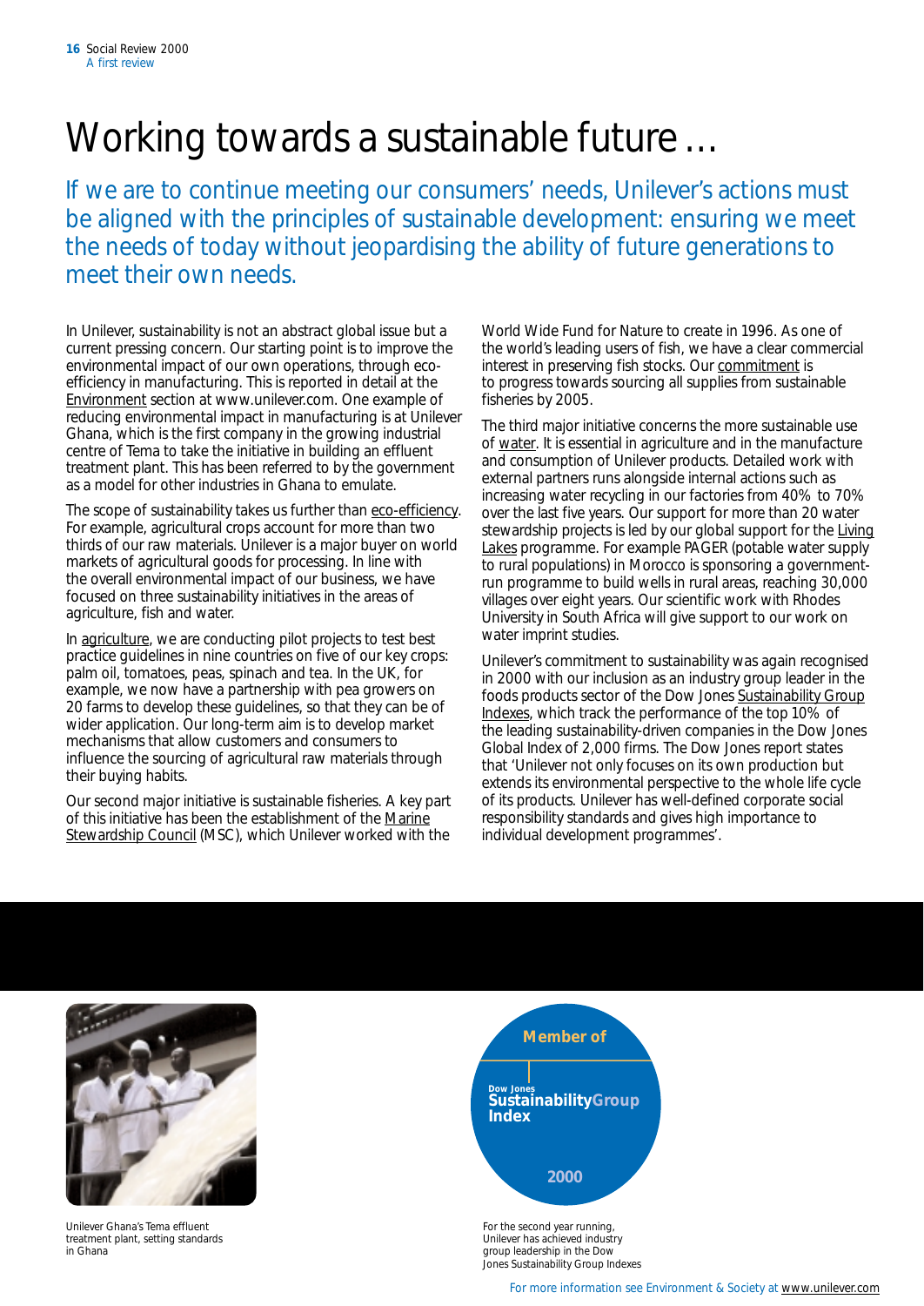# Working towards a sustainable future …

If we are to continue meeting our consumers' needs, Unilever's actions must be aligned with the principles of sustainable development: ensuring we meet the needs of today without jeopardising the ability of future generations to meet their own needs.

In Unilever, sustainability is not an abstract global issue but a current pressing concern. Our starting point is to improve the environmental impact of our own operations, through eco-efficiency in manufacturing. This is reported in detail at the Environment section at www.unilever.com. One example of reducing environmental impact in manufacturing is at Unilever Ghana, which is the first company in the growing industrial centre of Tema to take the initiative in building an effluent treatment plant. This has been referred to by the government as a model for other industries in Ghana to emulate.

The scope of sustainability takes us further than eco-efficiency. For example, agricultural crops account for more than two thirds of our raw materials. Unilever is a major buyer on world markets of agricultural goods for processing. In line with the overall environmental impact of our business, we have focused on three sustainability initiatives in the areas of agriculture, fish and water.

In agriculture, we are conducting pilot projects to test best practice guidelines in nine countries on five of our key crops: palm oil, tomatoes, peas, spinach and tea. In the UK, for example, we now have a partnership with pea growers on 20 farms to develop these guidelines, so that they can be of wider application. Our long-term aim is to develop market mechanisms that allow customers and consumers to influence the sourcing of agricultural raw materials through their buying habits.

Our second major initiative is sustainable fisheries. A key part of this initiative has been the establishment of the Marine Stewardship Council (MSC), which Unilever worked with the World Wide Fund for Nature to create in 1996. As one of the world's leading users of fish, we have a clear commercial interest in preserving fish stocks. Our commitment is to progress towards sourcing all supplies from sustainable fisheries by 2005.

The third major initiative concerns the more sustainable use of water. It is essential in agriculture and in the manufacture and consumption of Unilever products. Detailed work with external partners runs alongside internal actions such as increasing water recycling in our factories from 40% to 70% over the last five years. Our support for more than 20 water stewardship projects is led by our global support for the Living Lakes programme. For example PAGER (potable water supply to rural populations) in Morocco is sponsoring a government-run programme to build wells in rural areas, reaching 30,000 villages over eight years. Our scientific work with Rhodes University in South Africa will give support to our work on water imprint studies.

Unilever's commitment to sustainability was again recognised in 2000 with our inclusion as an industry group leader in the foods products sector of the Dow Jones Sustainability Group Indexes, which track the performance of the top 10% of the leading sustainability-driven companies in the Dow Jones Global Index of 2,000 firms. The Dow Jones report states that 'Unilever not only focuses on its own production but extends its environmental perspective to the whole life cycle of its products. Unilever has well-defined corporate social responsibility standards and gives high importance to individual development programmes'.

Unilever Ghana's Tema effluent treatment plant, setting standards in Ghana

Member of Dow Jones Sustainability Group Index 2000

For the second year running, Unilever has achieved industry group leadership in the Dow Jones Sustainability Group Indexes

For more information see Environment & Society at www.unilever.com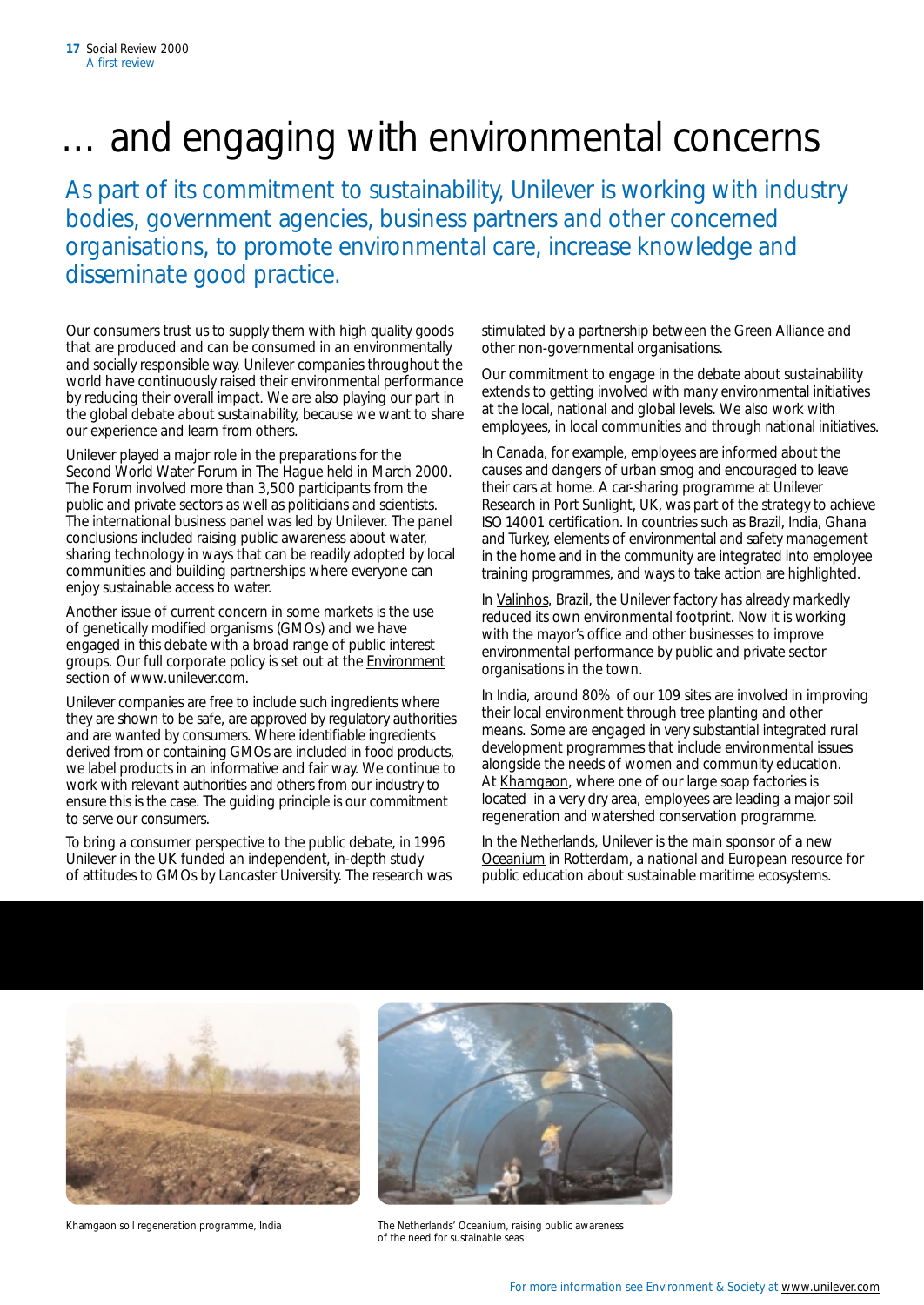# … and engaging with environmental concerns

As part of its commitment to sustainability, Unilever is working with industry bodies, government agencies, business partners and other concerned organisations, to promote environmental care, increase knowledge and disseminate good practice.

Our consumers trust us to supply them with high quality goods that are produced and can be consumed in an environmentally and socially responsible way. Unilever companies throughout the world have continuously raised their environmental performance by reducing their overall impact. We are also playing our part in the global debate about sustainability, because we want to share our experience and learn from others.

Unilever played a major role in the preparations for the Second World Water Forum in The Hague held in March 2000. The Forum involved more than 3,500 participants from the public and private sectors as well as politicians and scientists. The international business panel was led by Unilever. The panel conclusions included raising public awareness about water, sharing technology in ways that can be readily adopted by local communities and building partnerships where everyone can enjoy sustainable access to water.

Another issue of current concern in some markets is the use of genetically modified organisms (GMOs) and we have engaged in this debate with a broad range of public interest groups. Our full corporate policy is set out at the Environment section of www.unilever.com.

Unilever companies are free to include such ingredients where they are shown to be safe, are approved by regulatory authorities and are wanted by consumers. Where identifiable ingredients derived from or containing GMOs are included in food products, we label products in an informative and fair way. We continue to work with relevant authorities and others from our industry to ensure this is the case. The guiding principle is our commitment to serve our consumers.

To bring a consumer perspective to the public debate, in 1996 Unilever in the UK funded an independent, in-depth study of attitudes to GMOs by Lancaster University. The research was stimulated by a partnership between the Green Alliance and other non-governmental organisations.

Our commitment to engage in the debate about sustainability extends to getting involved with many environmental initiatives at the local, national and global levels. We also work with employees, in local communities and through national initiatives.

In Canada, for example, employees are informed about the causes and dangers of urban smog and encouraged to leave their cars at home. A car-sharing programme at Unilever Research in Port Sunlight, UK, was part of the strategy to achieve ISO 14001 certification. In countries such as Brazil, India, Ghana and Turkey, elements of environmental and safety management in the home and in the community are integrated into employee training programmes, and ways to take action are highlighted.

In Valinhos, Brazil, the Unilever factory has already markedly reduced its own environmental footprint. Now it is working with the mayor's office and other businesses to improve environmental performance by public and private sector organisations in the town.

In India, around 80% of our 109 sites are involved in improving their local environment through tree planting and other means. Some are engaged in very substantial integrated rural development programmes that include environmental issues alongside the needs of women and community education. At Khamgaon, where one of our large soap factories is located in a very dry area, employees are leading a major soil regeneration and watershed conservation programme.

In the Netherlands, Unilever is the main sponsor of a new Oceanium in Rotterdam, a national and European resource for public education about sustainable maritime ecosystems.

Khamgaon soil regeneration programme, India

The Netherlands' Oceanium, raising public awareness of the need for sustainable seas

For more information see Environment & Society at www.unilever.com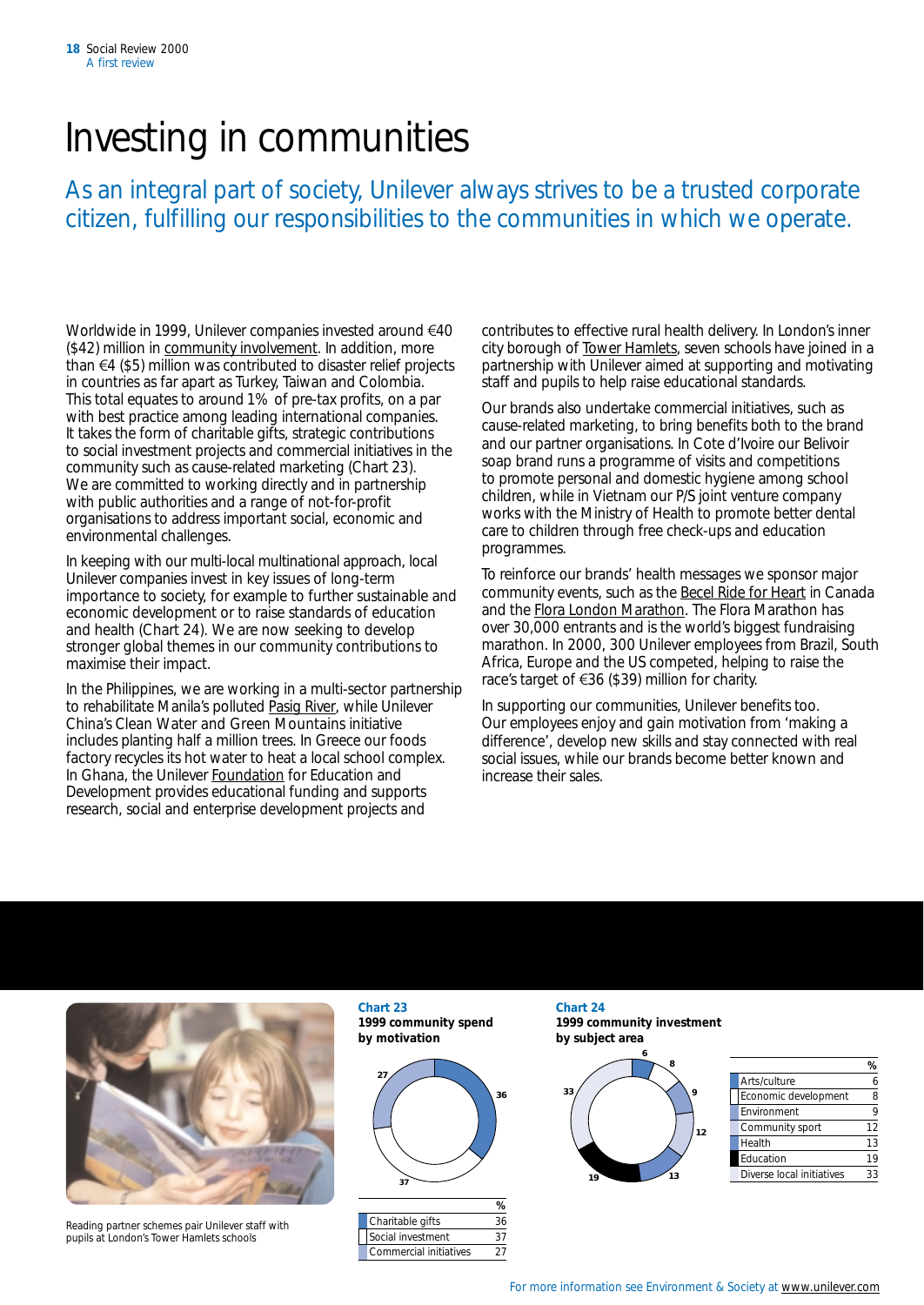# Investing in communities

As an integral part of society, Unilever always strives to be a trusted corporate citizen, fulfilling our responsibilities to the communities in which we operate.

Worldwide in 1999, Unilever companies invested around €40 ($42) million in community involvement. In addition, more than €4 ($5) million was contributed to disaster relief projects in countries as far apart as Turkey, Taiwan and Colombia. This total equates to around 1% of pre-tax profits, on a par with best practice among leading international companies. It takes the form of charitable gifts, strategic contributions to social investment projects and commercial initiatives in the community such as cause-related marketing (Chart 23). We are committed to working directly and in partnership with public authorities and a range of not-for-profit organisations to address important social, economic and environmental challenges.

In keeping with our multi-local multinational approach, local Unilever companies invest in key issues of long-term importance to society, for example to further sustainable and economic development or to raise standards of education and health (Chart 24). We are now seeking to develop stronger global themes in our community contributions to maximise their impact.

In the Philippines, we are working in a multi-sector partnership to rehabilitate Manila's polluted Pasig River, while Unilever China's Clean Water and Green Mountains initiative includes planting half a million trees. In Greece our foods factory recycles its hot water to heat a local school complex. In Ghana, the Unilever Foundation for Education and Development provides educational funding and supports research, social and enterprise development projects and contributes to effective rural health delivery. In London's inner city borough of Tower Hamlets, seven schools have joined in a partnership with Unilever aimed at supporting and motivating staff and pupils to help raise educational standards.

Our brands also undertake commercial initiatives, such as cause-related marketing, to bring benefits both to the brand and our partner organisations. In Cote d'Ivoire our Belivoir soap brand runs a programme of visits and competitions to promote personal and domestic hygiene among school children, while in Vietnam our P/S joint venture company works with the Ministry of Health to promote better dental care to children through free check-ups and education programmes.

To reinforce our brands' health messages we sponsor major community events, such as the Becel Ride for Heart in Canada and the Flora London Marathon. The Flora Marathon has over 30,000 entrants and is the world's biggest fundraising marathon. In 2000, 300 Unilever employees from Brazil, South Africa, Europe and the US competed, helping to raise the race's target of €36 ($39) million for charity.

In supporting our communities, Unilever benefits too. Our employees enjoy and gain motivation from 'making a difference', develop new skills and stay connected with real social issues, while our brands become better known and increase their sales.

Reading partner schemes pair Unilever staff with pupils at London's Tower Hamlets schools

**Chart 23**
**1999 community spend by motivation**

| | % |
|---|---|
| Charitable gifts | 36 |
| Social investment | 37 |
| Commercial initiatives | 27 |

**Chart 24**
**1999 community investment by subject area**

| | % |
|---|---|
| Arts/culture | 6 |
| Economic development | 8 |
| Environment | 9 |
| Community sport | 12 |
| Health | 13 |
| Education | 19 |
| Diverse local initiatives | 33 |

For more information see Environment & Society at www.unilever.com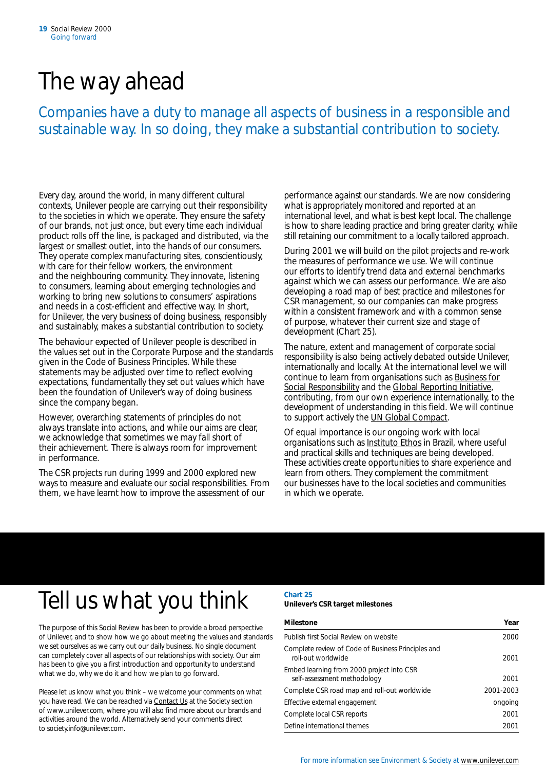# The way ahead

Companies have a duty to manage all aspects of business in a responsible and sustainable way. In so doing, they make a substantial contribution to society.

Every day, around the world, in many different cultural contexts, Unilever people are carrying out their responsibility to the societies in which we operate. They ensure the safety of our brands, not just once, but every time each individual product rolls off the line, is packaged and distributed, via the largest or smallest outlet, into the hands of our consumers. They operate complex manufacturing sites, conscientiously, with care for their fellow workers, the environment and the neighbouring community. They innovate, listening to consumers, learning about emerging technologies and working to bring new solutions to consumers' aspirations and needs in a cost-efficient and effective way. In short, for Unilever, the very business of doing business, responsibly and sustainably, makes a substantial contribution to society.

The behaviour expected of Unilever people is described in the values set out in the Corporate Purpose and the standards given in the Code of Business Principles. While these statements may be adjusted over time to reflect evolving expectations, fundamentally they set out values which have been the foundation of Unilever's way of doing business since the company began.

However, overarching statements of principles do not always translate into actions, and while our aims are clear, we acknowledge that sometimes we may fall short of their achievement. There is always room for improvement in performance.

The CSR projects run during 1999 and 2000 explored new ways to measure and evaluate our social responsibilities. From them, we have learnt how to improve the assessment of our performance against our standards. We are now considering what is appropriately monitored and reported at an international level, and what is best kept local. The challenge is how to share leading practice and bring greater clarity, while still retaining our commitment to a locally tailored approach.

During 2001 we will build on the pilot projects and re-work the measures of performance we use. We will continue our efforts to identify trend data and external benchmarks against which we can assess our performance. We are also developing a road map of best practice and milestones for CSR management, so our companies can make progress within a consistent framework and with a common sense of purpose, whatever their current size and stage of development (Chart 25).

The nature, extent and management of corporate social responsibility is also being actively debated outside Unilever, internationally and locally. At the international level we will continue to learn from organisations such as Business for Social Responsibility and the Global Reporting Initiative, contributing, from our own experience internationally, to the development of understanding in this field. We will continue to support actively the UN Global Compact.

Of equal importance is our ongoing work with local organisations such as Instituto Ethos in Brazil, where useful and practical skills and techniques are being developed. These activities create opportunities to share experience and learn from others. They complement the commitment our businesses have to the local societies and communities in which we operate.

# Tell us what you think

The purpose of this Social Review has been to provide a broad perspective of Unilever, and to show how we go about meeting the values and standards we set ourselves as we carry out our daily business. No single document can completely cover all aspects of our relationships with society. Our aim has been to give you a first introduction and opportunity to understand what we do, why we do it and how we plan to go forward.

Please let us know what you think – we welcome your comments on what you have read. We can be reached via Contact Us at the Society section of www.unilever.com, where you will also find more about our brands and activities around the world. Alternatively send your comments direct to society.info@unilever.com.

**Chart 25**
**Unilever's CSR target milestones**

| Milestone | Year |
|---|---|
| Publish first Social Review on website | 2000 |
| Complete review of Code of Business Principles and roll-out worldwide | 2001 |
| Embed learning from 2000 project into CSR self-assessment methodology | 2001 |
| Complete CSR road map and roll-out worldwide | 2001-2003 |
| Effective external engagement | ongoing |
| Complete local CSR reports | 2001 |
| Define international themes | 2001 |

For more information see Environment & Society at www.unilever.com